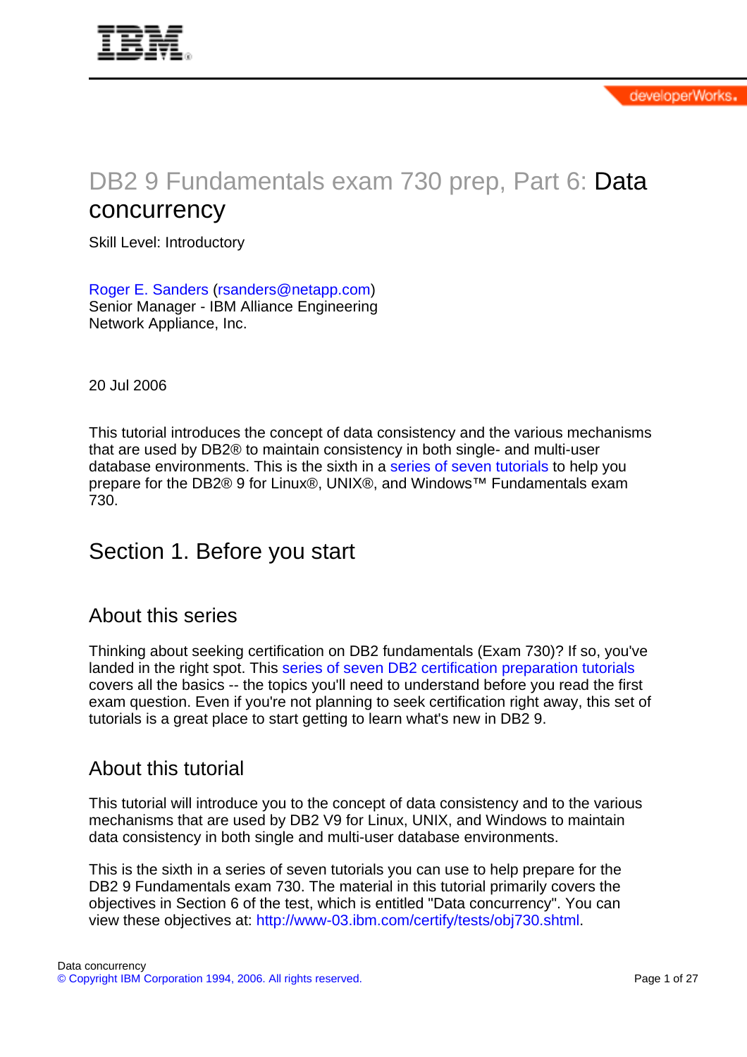# DB2 9 Fundamentals exam 730 prep, Part 6: Data concurrency

Skill Level: Introductory

Roger E. Sanders (rsanders@netapp.com)
Senior Manager - IBM Alliance Engineering
Network Appliance, Inc.

20 Jul 2006

This tutorial introduces the concept of data consistency and the various mechanisms that are used by DB2® to maintain consistency in both single- and multi-user database environments. This is the sixth in a series of seven tutorials to help you prepare for the DB2® 9 for Linux®, UNIX®, and Windows™ Fundamentals exam 730.

## Section 1. Before you start

### About this series

Thinking about seeking certification on DB2 fundamentals (Exam 730)? If so, you've landed in the right spot. This series of seven DB2 certification preparation tutorials covers all the basics -- the topics you'll need to understand before you read the first exam question. Even if you're not planning to seek certification right away, this set of tutorials is a great place to start getting to learn what's new in DB2 9.

### About this tutorial

This tutorial will introduce you to the concept of data consistency and to the various mechanisms that are used by DB2 V9 for Linux, UNIX, and Windows to maintain data consistency in both single and multi-user database environments.

This is the sixth in a series of seven tutorials you can use to help prepare for the DB2 9 Fundamentals exam 730. The material in this tutorial primarily covers the objectives in Section 6 of the test, which is entitled "Data concurrency". You can view these objectives at: http://www-03.ibm.com/certify/tests/obj730.shtml.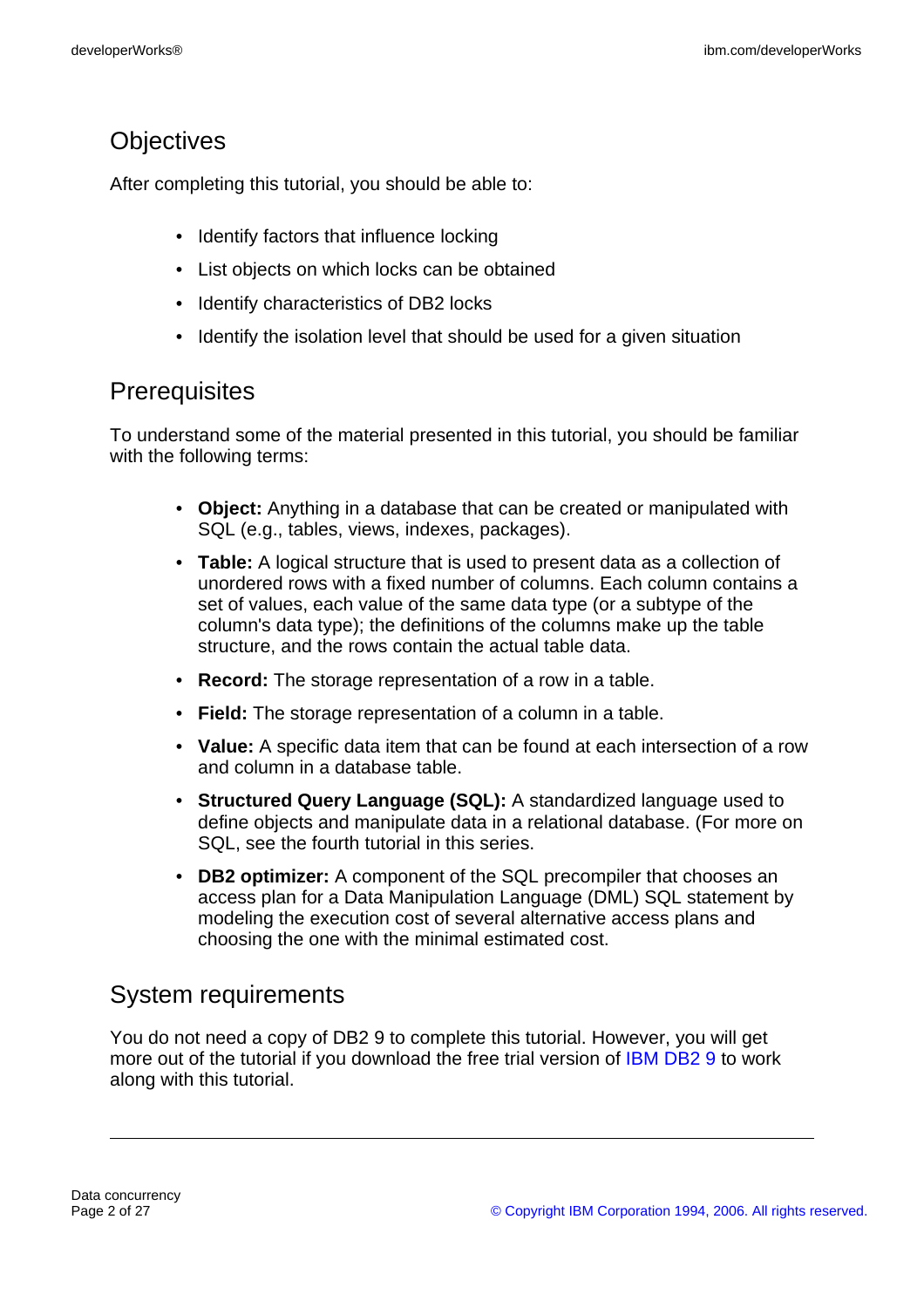## Objectives

After completing this tutorial, you should be able to:

- Identify factors that influence locking
- List objects on which locks can be obtained
- Identify characteristics of DB2 locks
- Identify the isolation level that should be used for a given situation

## Prerequisites

To understand some of the material presented in this tutorial, you should be familiar with the following terms:

- **Object:** Anything in a database that can be created or manipulated with SQL (e.g., tables, views, indexes, packages).
- **Table:** A logical structure that is used to present data as a collection of unordered rows with a fixed number of columns. Each column contains a set of values, each value of the same data type (or a subtype of the column's data type); the definitions of the columns make up the table structure, and the rows contain the actual table data.
- **Record:** The storage representation of a row in a table.
- **Field:** The storage representation of a column in a table.
- **Value:** A specific data item that can be found at each intersection of a row and column in a database table.
- **Structured Query Language (SQL):** A standardized language used to define objects and manipulate data in a relational database. (For more on SQL, see the fourth tutorial in this series.
- **DB2 optimizer:** A component of the SQL precompiler that chooses an access plan for a Data Manipulation Language (DML) SQL statement by modeling the execution cost of several alternative access plans and choosing the one with the minimal estimated cost.

## System requirements

You do not need a copy of DB2 9 to complete this tutorial. However, you will get more out of the tutorial if you download the free trial version of IBM DB2 9 to work along with this tutorial.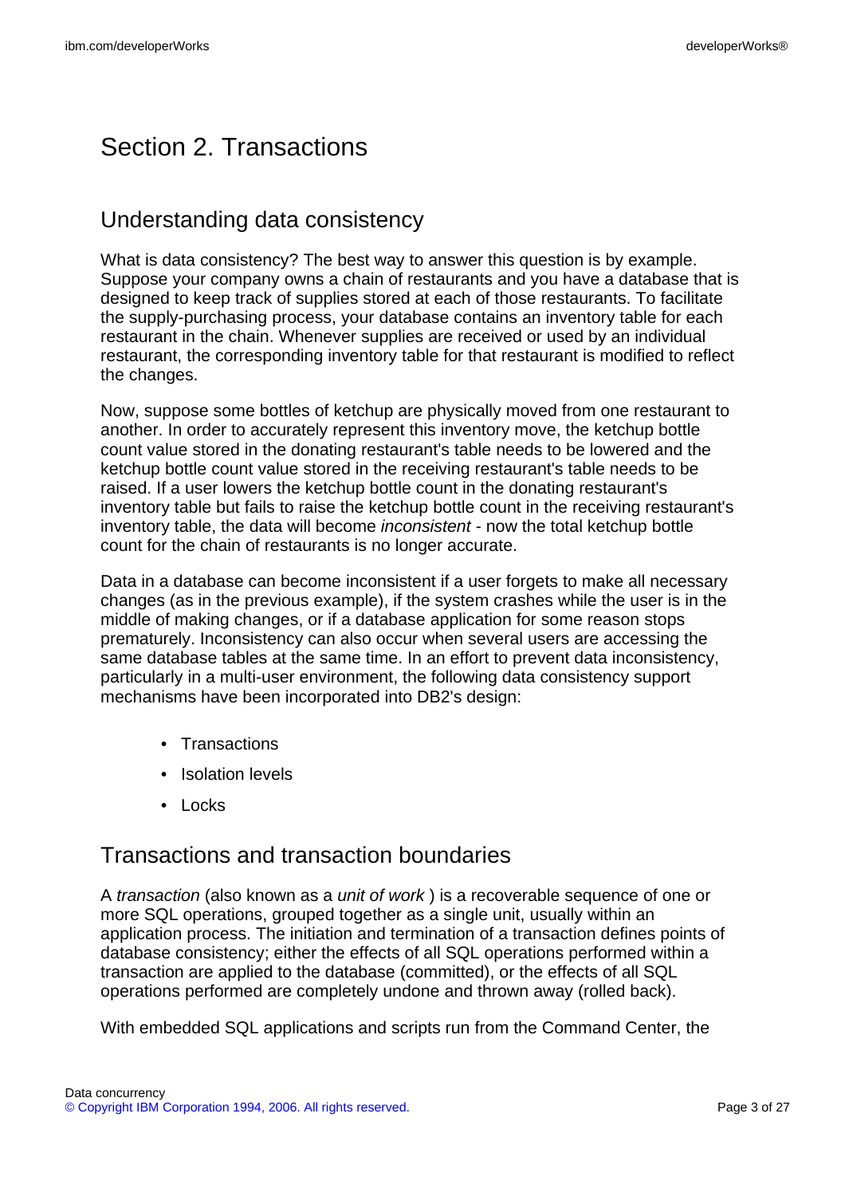# Section 2. Transactions

## Understanding data consistency

What is data consistency? The best way to answer this question is by example. Suppose your company owns a chain of restaurants and you have a database that is designed to keep track of supplies stored at each of those restaurants. To facilitate the supply-purchasing process, your database contains an inventory table for each restaurant in the chain. Whenever supplies are received or used by an individual restaurant, the corresponding inventory table for that restaurant is modified to reflect the changes.

Now, suppose some bottles of ketchup are physically moved from one restaurant to another. In order to accurately represent this inventory move, the ketchup bottle count value stored in the donating restaurant's table needs to be lowered and the ketchup bottle count value stored in the receiving restaurant's table needs to be raised. If a user lowers the ketchup bottle count in the donating restaurant's inventory table but fails to raise the ketchup bottle count in the receiving restaurant's inventory table, the data will become *inconsistent* - now the total ketchup bottle count for the chain of restaurants is no longer accurate.

Data in a database can become inconsistent if a user forgets to make all necessary changes (as in the previous example), if the system crashes while the user is in the middle of making changes, or if a database application for some reason stops prematurely. Inconsistency can also occur when several users are accessing the same database tables at the same time. In an effort to prevent data inconsistency, particularly in a multi-user environment, the following data consistency support mechanisms have been incorporated into DB2's design:

- Transactions
- Isolation levels
- Locks

## Transactions and transaction boundaries

A *transaction* (also known as a *unit of work* ) is a recoverable sequence of one or more SQL operations, grouped together as a single unit, usually within an application process. The initiation and termination of a transaction defines points of database consistency; either the effects of all SQL operations performed within a transaction are applied to the database (committed), or the effects of all SQL operations performed are completely undone and thrown away (rolled back).

With embedded SQL applications and scripts run from the Command Center, the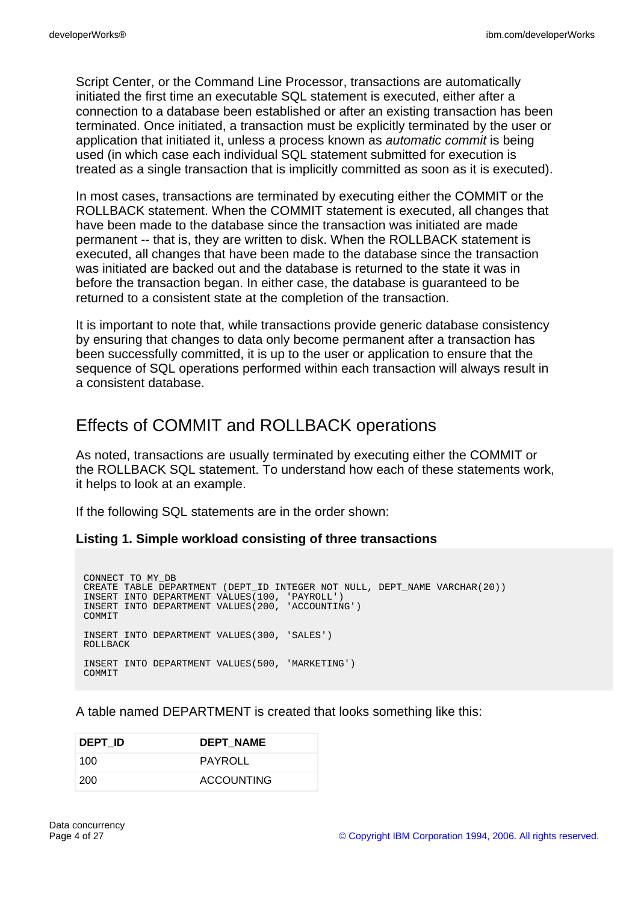Script Center, or the Command Line Processor, transactions are automatically initiated the first time an executable SQL statement is executed, either after a connection to a database been established or after an existing transaction has been terminated. Once initiated, a transaction must be explicitly terminated by the user or application that initiated it, unless a process known as *automatic commit* is being used (in which case each individual SQL statement submitted for execution is treated as a single transaction that is implicitly committed as soon as it is executed).

In most cases, transactions are terminated by executing either the COMMIT or the ROLLBACK statement. When the COMMIT statement is executed, all changes that have been made to the database since the transaction was initiated are made permanent -- that is, they are written to disk. When the ROLLBACK statement is executed, all changes that have been made to the database since the transaction was initiated are backed out and the database is returned to the state it was in before the transaction began. In either case, the database is guaranteed to be returned to a consistent state at the completion of the transaction.

It is important to note that, while transactions provide generic database consistency by ensuring that changes to data only become permanent after a transaction has been successfully committed, it is up to the user or application to ensure that the sequence of SQL operations performed within each transaction will always result in a consistent database.

## Effects of COMMIT and ROLLBACK operations

As noted, transactions are usually terminated by executing either the COMMIT or the ROLLBACK SQL statement. To understand how each of these statements work, it helps to look at an example.

If the following SQL statements are in the order shown:

**Listing 1. Simple workload consisting of three transactions**

```
CONNECT TO MY_DB
CREATE TABLE DEPARTMENT (DEPT_ID INTEGER NOT NULL, DEPT_NAME VARCHAR(20))
INSERT INTO DEPARTMENT VALUES(100, 'PAYROLL')
INSERT INTO DEPARTMENT VALUES(200, 'ACCOUNTING')
COMMIT

INSERT INTO DEPARTMENT VALUES(300, 'SALES')
ROLLBACK

INSERT INTO DEPARTMENT VALUES(500, 'MARKETING')
COMMIT
```

A table named DEPARTMENT is created that looks something like this:

| DEPT_ID | DEPT_NAME |
|---|---|
| 100 | PAYROLL |
| 200 | ACCOUNTING |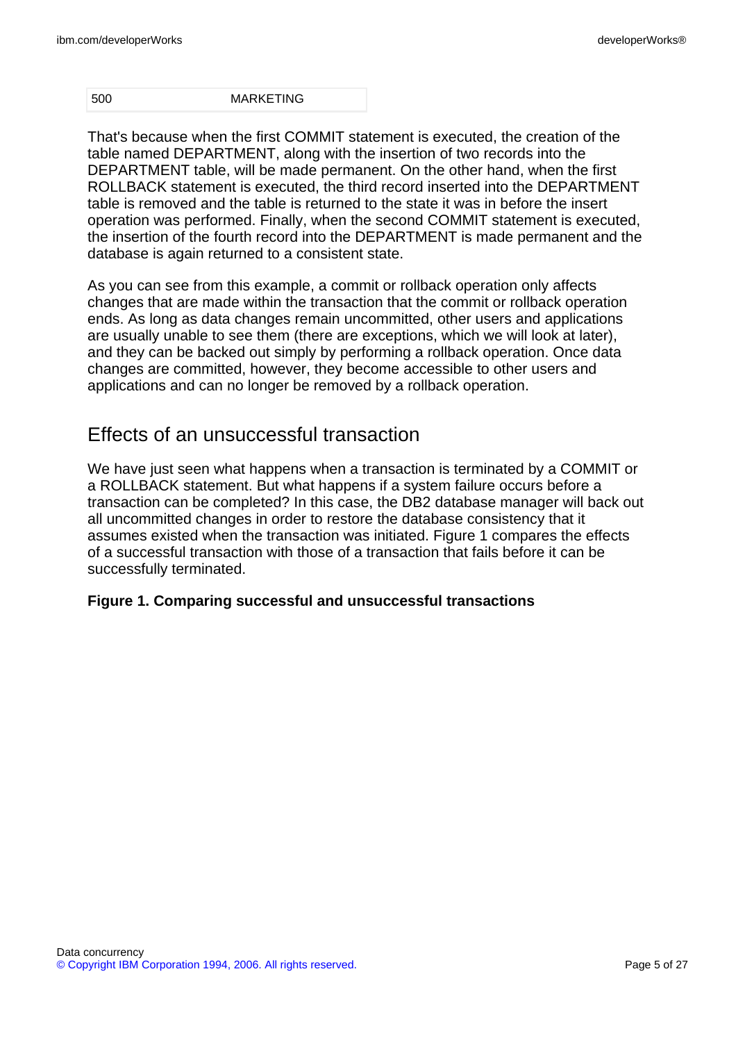| 500 | MARKETING |
| --- | --- |

That's because when the first COMMIT statement is executed, the creation of the table named DEPARTMENT, along with the insertion of two records into the DEPARTMENT table, will be made permanent. On the other hand, when the first ROLLBACK statement is executed, the third record inserted into the DEPARTMENT table is removed and the table is returned to the state it was in before the insert operation was performed. Finally, when the second COMMIT statement is executed, the insertion of the fourth record into the DEPARTMENT is made permanent and the database is again returned to a consistent state.

As you can see from this example, a commit or rollback operation only affects changes that are made within the transaction that the commit or rollback operation ends. As long as data changes remain uncommitted, other users and applications are usually unable to see them (there are exceptions, which we will look at later), and they can be backed out simply by performing a rollback operation. Once data changes are committed, however, they become accessible to other users and applications and can no longer be removed by a rollback operation.

## Effects of an unsuccessful transaction

We have just seen what happens when a transaction is terminated by a COMMIT or a ROLLBACK statement. But what happens if a system failure occurs before a transaction can be completed? In this case, the DB2 database manager will back out all uncommitted changes in order to restore the database consistency that it assumes existed when the transaction was initiated. Figure 1 compares the effects of a successful transaction with those of a transaction that fails before it can be successfully terminated.

**Figure 1. Comparing successful and unsuccessful transactions**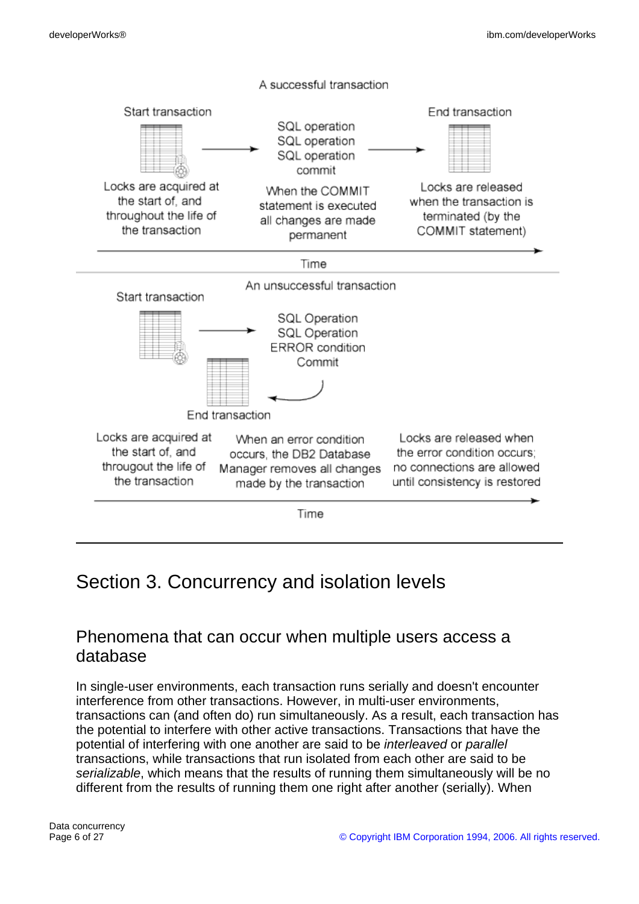A successful transaction

Start transaction

SQL operation
SQL operation
SQL operation
commit

End transaction

Locks are acquired at the start of, and throughout the life of the transaction

When the COMMIT statement is executed all changes are made permanent

Locks are released when the transaction is terminated (by the COMMIT statement)

Time

An unsuccessful transaction

Start transaction

SQL Operation
SQL Operation
ERROR condition
Commit

End transaction

Locks are acquired at the start of, and througout the life of the transaction

When an error condition occurs, the DB2 Database Manager removes all changes made by the transaction

Locks are released when the error condition occurs; no connections are allowed until consistency is restored

Time

# Section 3. Concurrency and isolation levels

## Phenomena that can occur when multiple users access a database

In single-user environments, each transaction runs serially and doesn't encounter interference from other transactions. However, in multi-user environments, transactions can (and often do) run simultaneously. As a result, each transaction has the potential to interfere with other active transactions. Transactions that have the potential of interfering with one another are said to be *interleaved* or *parallel* transactions, while transactions that run isolated from each other are said to be *serializable*, which means that the results of running them simultaneously will be no different from the results of running them one right after another (serially). When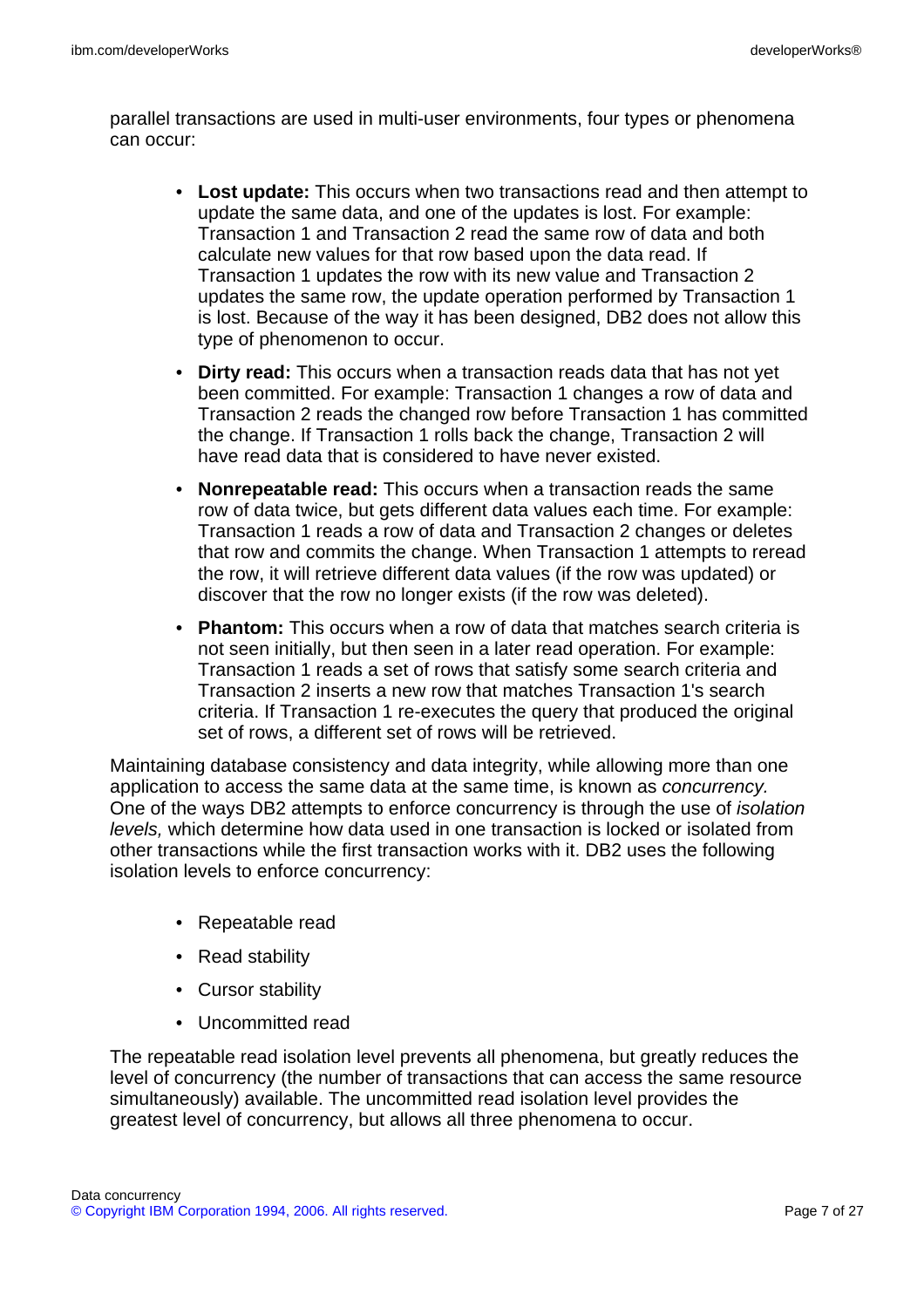parallel transactions are used in multi-user environments, four types or phenomena can occur:

- **Lost update:** This occurs when two transactions read and then attempt to update the same data, and one of the updates is lost. For example: Transaction 1 and Transaction 2 read the same row of data and both calculate new values for that row based upon the data read. If Transaction 1 updates the row with its new value and Transaction 2 updates the same row, the update operation performed by Transaction 1 is lost. Because of the way it has been designed, DB2 does not allow this type of phenomenon to occur.
- **Dirty read:** This occurs when a transaction reads data that has not yet been committed. For example: Transaction 1 changes a row of data and Transaction 2 reads the changed row before Transaction 1 has committed the change. If Transaction 1 rolls back the change, Transaction 2 will have read data that is considered to have never existed.
- **Nonrepeatable read:** This occurs when a transaction reads the same row of data twice, but gets different data values each time. For example: Transaction 1 reads a row of data and Transaction 2 changes or deletes that row and commits the change. When Transaction 1 attempts to reread the row, it will retrieve different data values (if the row was updated) or discover that the row no longer exists (if the row was deleted).
- **Phantom:** This occurs when a row of data that matches search criteria is not seen initially, but then seen in a later read operation. For example: Transaction 1 reads a set of rows that satisfy some search criteria and Transaction 2 inserts a new row that matches Transaction 1's search criteria. If Transaction 1 re-executes the query that produced the original set of rows, a different set of rows will be retrieved.

Maintaining database consistency and data integrity, while allowing more than one application to access the same data at the same time, is known as *concurrency.* One of the ways DB2 attempts to enforce concurrency is through the use of *isolation levels,* which determine how data used in one transaction is locked or isolated from other transactions while the first transaction works with it. DB2 uses the following isolation levels to enforce concurrency:

- Repeatable read
- Read stability
- Cursor stability
- Uncommitted read

The repeatable read isolation level prevents all phenomena, but greatly reduces the level of concurrency (the number of transactions that can access the same resource simultaneously) available. The uncommitted read isolation level provides the greatest level of concurrency, but allows all three phenomena to occur.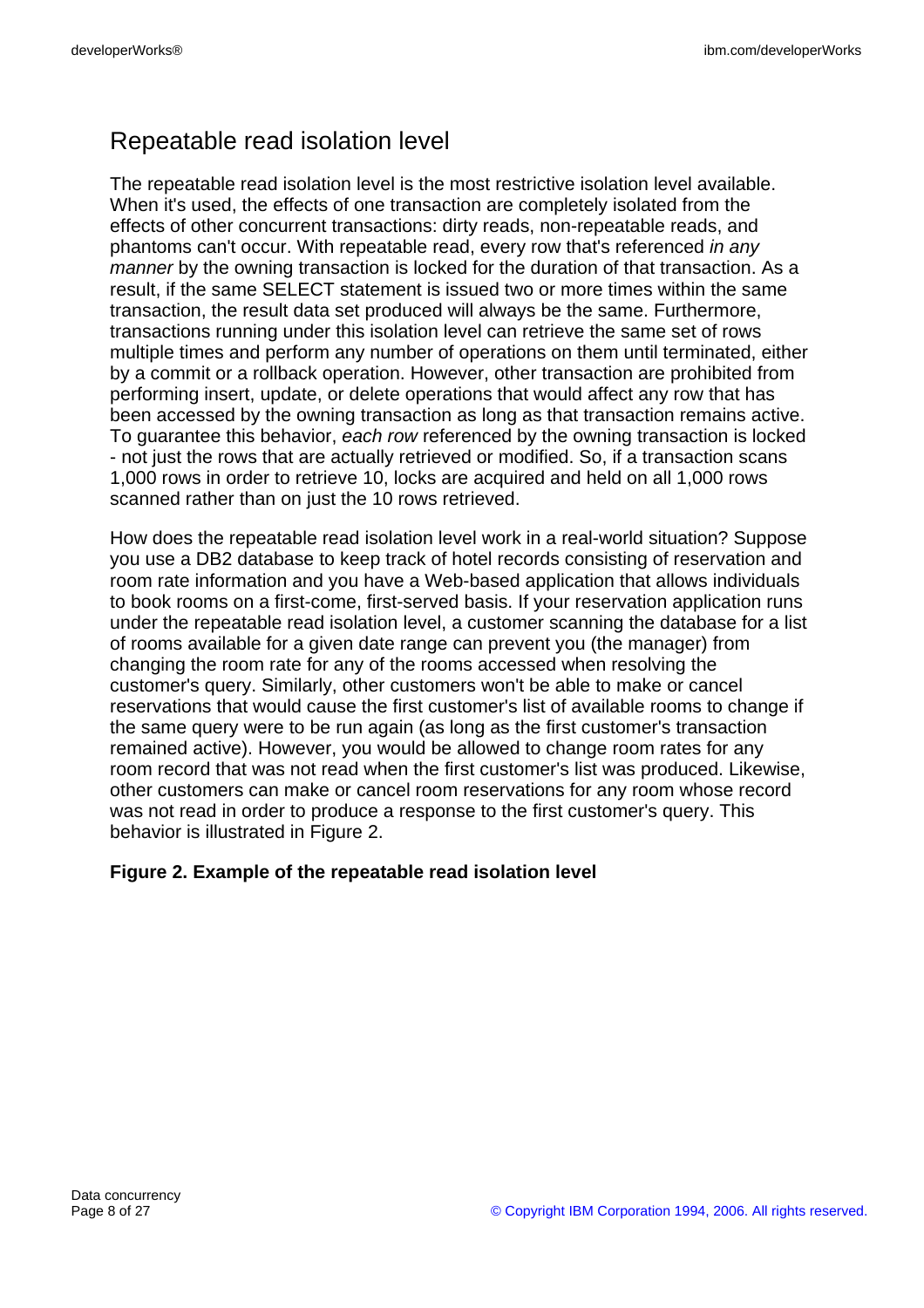## Repeatable read isolation level

The repeatable read isolation level is the most restrictive isolation level available. When it's used, the effects of one transaction are completely isolated from the effects of other concurrent transactions: dirty reads, non-repeatable reads, and phantoms can't occur. With repeatable read, every row that's referenced *in any manner* by the owning transaction is locked for the duration of that transaction. As a result, if the same SELECT statement is issued two or more times within the same transaction, the result data set produced will always be the same. Furthermore, transactions running under this isolation level can retrieve the same set of rows multiple times and perform any number of operations on them until terminated, either by a commit or a rollback operation. However, other transaction are prohibited from performing insert, update, or delete operations that would affect any row that has been accessed by the owning transaction as long as that transaction remains active. To guarantee this behavior, *each row* referenced by the owning transaction is locked - not just the rows that are actually retrieved or modified. So, if a transaction scans 1,000 rows in order to retrieve 10, locks are acquired and held on all 1,000 rows scanned rather than on just the 10 rows retrieved.

How does the repeatable read isolation level work in a real-world situation? Suppose you use a DB2 database to keep track of hotel records consisting of reservation and room rate information and you have a Web-based application that allows individuals to book rooms on a first-come, first-served basis. If your reservation application runs under the repeatable read isolation level, a customer scanning the database for a list of rooms available for a given date range can prevent you (the manager) from changing the room rate for any of the rooms accessed when resolving the customer's query. Similarly, other customers won't be able to make or cancel reservations that would cause the first customer's list of available rooms to change if the same query were to be run again (as long as the first customer's transaction remained active). However, you would be allowed to change room rates for any room record that was not read when the first customer's list was produced. Likewise, other customers can make or cancel room reservations for any room whose record was not read in order to produce a response to the first customer's query. This behavior is illustrated in Figure 2.

**Figure 2. Example of the repeatable read isolation level**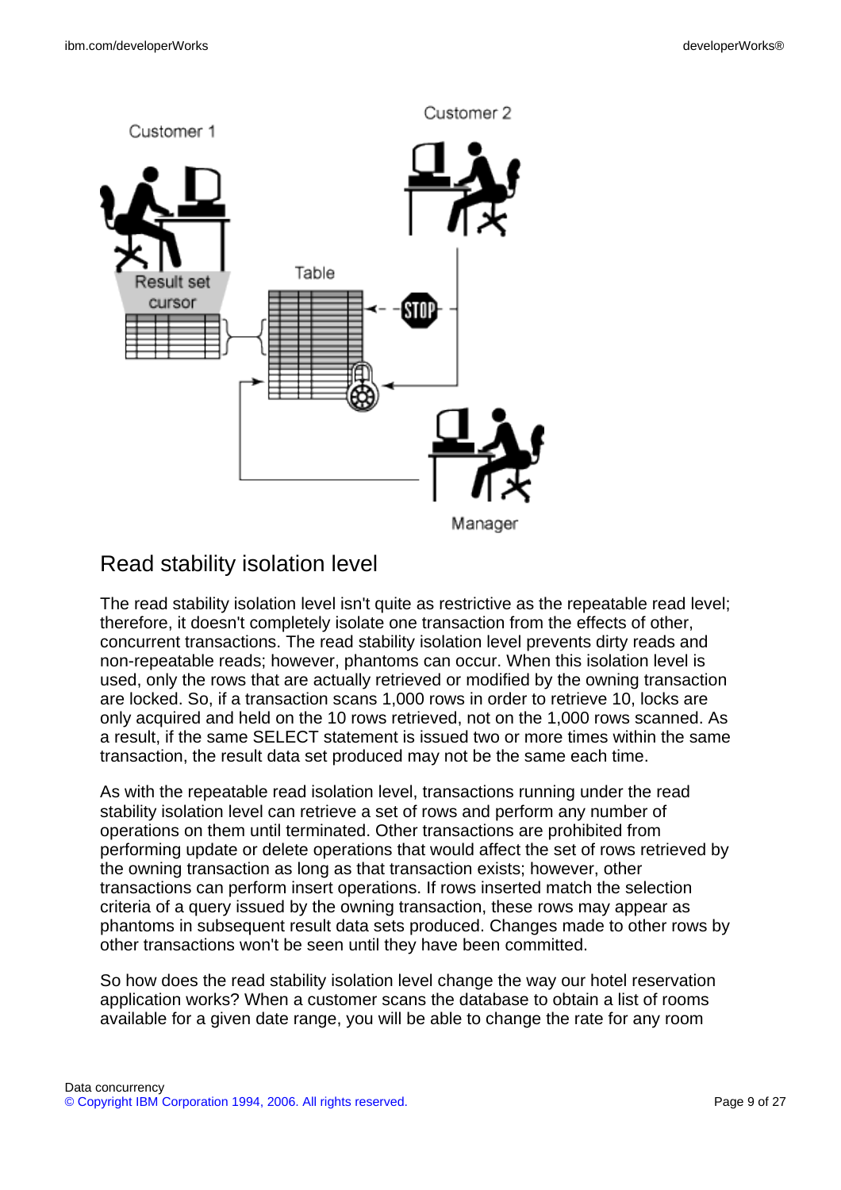## Read stability isolation level

The read stability isolation level isn't quite as restrictive as the repeatable read level; therefore, it doesn't completely isolate one transaction from the effects of other, concurrent transactions. The read stability isolation level prevents dirty reads and non-repeatable reads; however, phantoms can occur. When this isolation level is used, only the rows that are actually retrieved or modified by the owning transaction are locked. So, if a transaction scans 1,000 rows in order to retrieve 10, locks are only acquired and held on the 10 rows retrieved, not on the 1,000 rows scanned. As a result, if the same SELECT statement is issued two or more times within the same transaction, the result data set produced may not be the same each time.

As with the repeatable read isolation level, transactions running under the read stability isolation level can retrieve a set of rows and perform any number of operations on them until terminated. Other transactions are prohibited from performing update or delete operations that would affect the set of rows retrieved by the owning transaction as long as that transaction exists; however, other transactions can perform insert operations. If rows inserted match the selection criteria of a query issued by the owning transaction, these rows may appear as phantoms in subsequent result data sets produced. Changes made to other rows by other transactions won't be seen until they have been committed.

So how does the read stability isolation level change the way our hotel reservation application works? When a customer scans the database to obtain a list of rooms available for a given date range, you will be able to change the rate for any room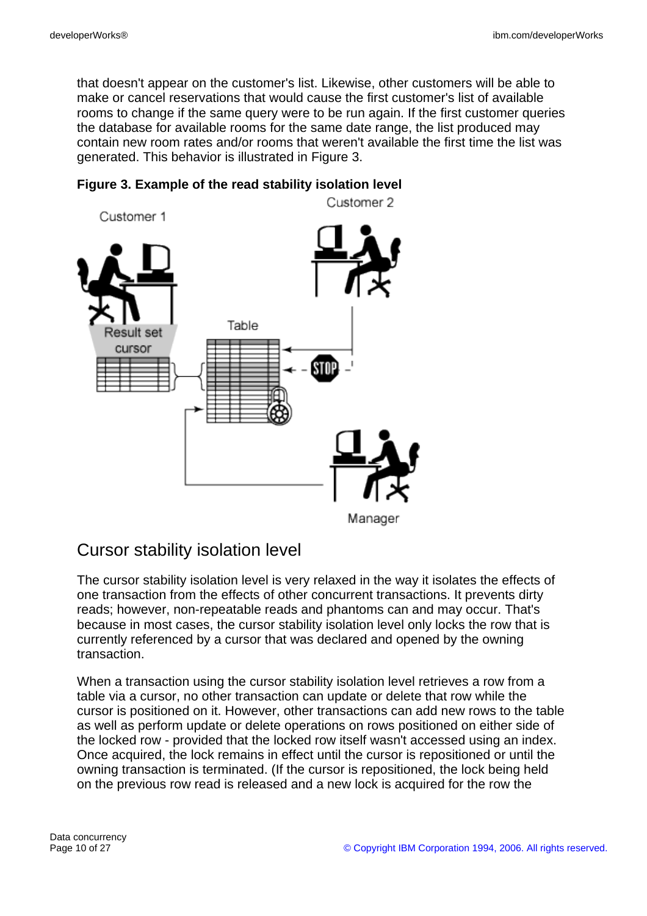that doesn't appear on the customer's list. Likewise, other customers will be able to make or cancel reservations that would cause the first customer's list of available rooms to change if the same query were to be run again. If the first customer queries the database for available rooms for the same date range, the list produced may contain new room rates and/or rooms that weren't available the first time the list was generated. This behavior is illustrated in Figure 3.

**Figure 3. Example of the read stability isolation level**

## Cursor stability isolation level

The cursor stability isolation level is very relaxed in the way it isolates the effects of one transaction from the effects of other concurrent transactions. It prevents dirty reads; however, non-repeatable reads and phantoms can and may occur. That's because in most cases, the cursor stability isolation level only locks the row that is currently referenced by a cursor that was declared and opened by the owning transaction.

When a transaction using the cursor stability isolation level retrieves a row from a table via a cursor, no other transaction can update or delete that row while the cursor is positioned on it. However, other transactions can add new rows to the table as well as perform update or delete operations on rows positioned on either side of the locked row - provided that the locked row itself wasn't accessed using an index. Once acquired, the lock remains in effect until the cursor is repositioned or until the owning transaction is terminated. (If the cursor is repositioned, the lock being held on the previous row read is released and a new lock is acquired for the row the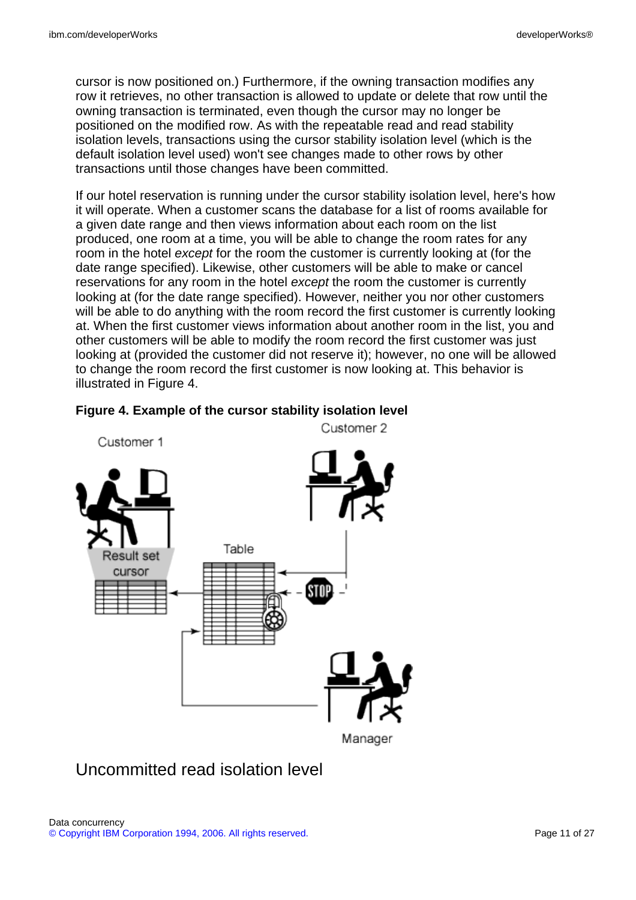cursor is now positioned on.) Furthermore, if the owning transaction modifies any row it retrieves, no other transaction is allowed to update or delete that row until the owning transaction is terminated, even though the cursor may no longer be positioned on the modified row. As with the repeatable read and read stability isolation levels, transactions using the cursor stability isolation level (which is the default isolation level used) won't see changes made to other rows by other transactions until those changes have been committed.

If our hotel reservation is running under the cursor stability isolation level, here's how it will operate. When a customer scans the database for a list of rooms available for a given date range and then views information about each room on the list produced, one room at a time, you will be able to change the room rates for any room in the hotel *except* for the room the customer is currently looking at (for the date range specified). Likewise, other customers will be able to make or cancel reservations for any room in the hotel *except* the room the customer is currently looking at (for the date range specified). However, neither you nor other customers will be able to do anything with the room record the first customer is currently looking at. When the first customer views information about another room in the list, you and other customers will be able to modify the room record the first customer was just looking at (provided the customer did not reserve it); however, no one will be allowed to change the room record the first customer is now looking at. This behavior is illustrated in Figure 4.

**Figure 4. Example of the cursor stability isolation level**

## Uncommitted read isolation level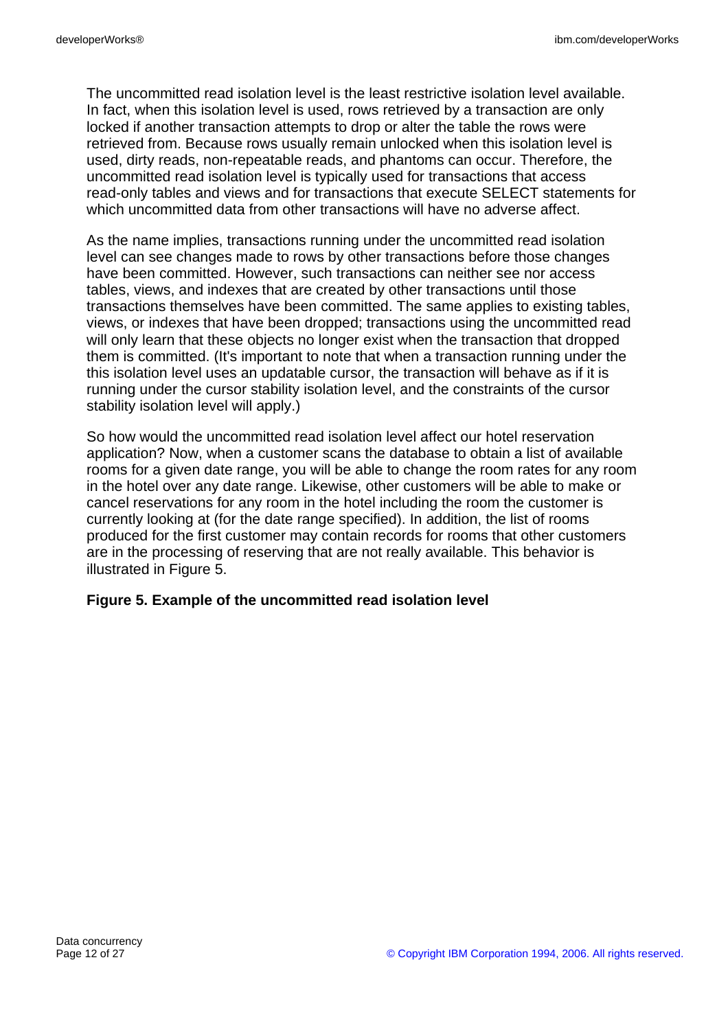The uncommitted read isolation level is the least restrictive isolation level available. In fact, when this isolation level is used, rows retrieved by a transaction are only locked if another transaction attempts to drop or alter the table the rows were retrieved from. Because rows usually remain unlocked when this isolation level is used, dirty reads, non-repeatable reads, and phantoms can occur. Therefore, the uncommitted read isolation level is typically used for transactions that access read-only tables and views and for transactions that execute SELECT statements for which uncommitted data from other transactions will have no adverse affect.

As the name implies, transactions running under the uncommitted read isolation level can see changes made to rows by other transactions before those changes have been committed. However, such transactions can neither see nor access tables, views, and indexes that are created by other transactions until those transactions themselves have been committed. The same applies to existing tables, views, or indexes that have been dropped; transactions using the uncommitted read will only learn that these objects no longer exist when the transaction that dropped them is committed. (It's important to note that when a transaction running under the this isolation level uses an updatable cursor, the transaction will behave as if it is running under the cursor stability isolation level, and the constraints of the cursor stability isolation level will apply.)

So how would the uncommitted read isolation level affect our hotel reservation application? Now, when a customer scans the database to obtain a list of available rooms for a given date range, you will be able to change the room rates for any room in the hotel over any date range. Likewise, other customers will be able to make or cancel reservations for any room in the hotel including the room the customer is currently looking at (for the date range specified). In addition, the list of rooms produced for the first customer may contain records for rooms that other customers are in the processing of reserving that are not really available. This behavior is illustrated in Figure 5.

**Figure 5. Example of the uncommitted read isolation level**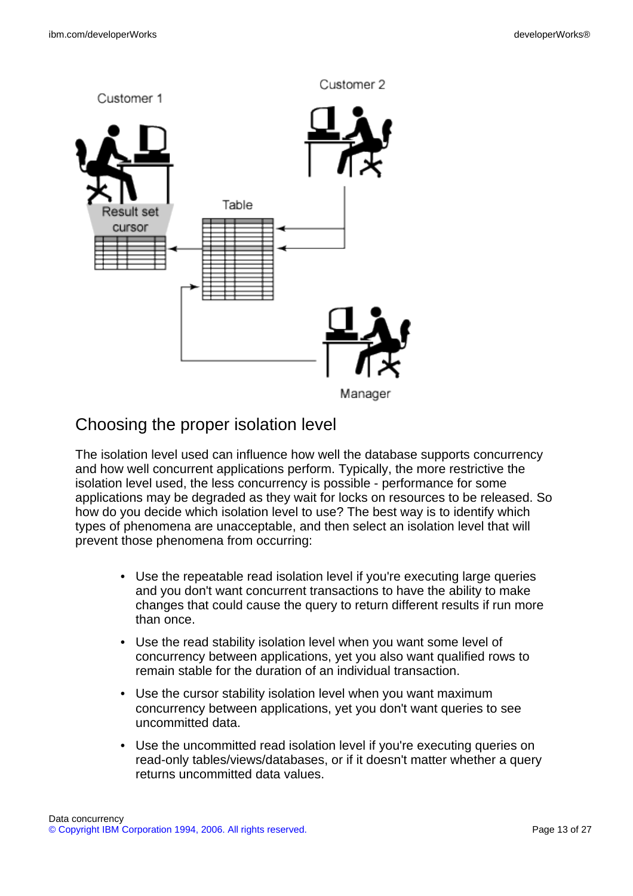## Choosing the proper isolation level

The isolation level used can influence how well the database supports concurrency and how well concurrent applications perform. Typically, the more restrictive the isolation level used, the less concurrency is possible - performance for some applications may be degraded as they wait for locks on resources to be released. So how do you decide which isolation level to use? The best way is to identify which types of phenomena are unacceptable, and then select an isolation level that will prevent those phenomena from occurring:

- Use the repeatable read isolation level if you're executing large queries and you don't want concurrent transactions to have the ability to make changes that could cause the query to return different results if run more than once.
- Use the read stability isolation level when you want some level of concurrency between applications, yet you also want qualified rows to remain stable for the duration of an individual transaction.
- Use the cursor stability isolation level when you want maximum concurrency between applications, yet you don't want queries to see uncommitted data.
- Use the uncommitted read isolation level if you're executing queries on read-only tables/views/databases, or if it doesn't matter whether a query returns uncommitted data values.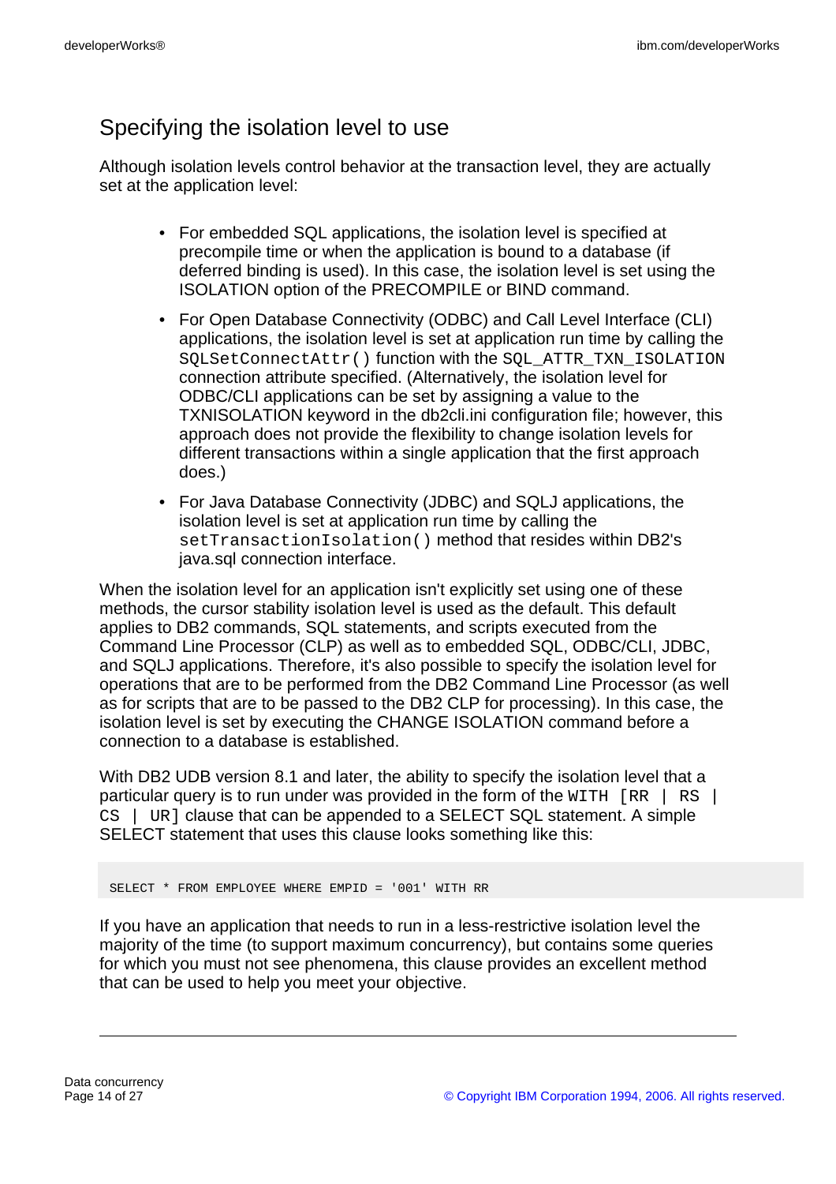## Specifying the isolation level to use

Although isolation levels control behavior at the transaction level, they are actually set at the application level:

- For embedded SQL applications, the isolation level is specified at precompile time or when the application is bound to a database (if deferred binding is used). In this case, the isolation level is set using the ISOLATION option of the PRECOMPILE or BIND command.
- For Open Database Connectivity (ODBC) and Call Level Interface (CLI) applications, the isolation level is set at application run time by calling the `SQLSetConnectAttr()` function with the `SQL_ATTR_TXN_ISOLATION` connection attribute specified. (Alternatively, the isolation level for ODBC/CLI applications can be set by assigning a value to the TXNISOLATION keyword in the db2cli.ini configuration file; however, this approach does not provide the flexibility to change isolation levels for different transactions within a single application that the first approach does.)
- For Java Database Connectivity (JDBC) and SQLJ applications, the isolation level is set at application run time by calling the `setTransactionIsolation()` method that resides within DB2's java.sql connection interface.

When the isolation level for an application isn't explicitly set using one of these methods, the cursor stability isolation level is used as the default. This default applies to DB2 commands, SQL statements, and scripts executed from the Command Line Processor (CLP) as well as to embedded SQL, ODBC/CLI, JDBC, and SQLJ applications. Therefore, it's also possible to specify the isolation level for operations that are to be performed from the DB2 Command Line Processor (as well as for scripts that are to be passed to the DB2 CLP for processing). In this case, the isolation level is set by executing the CHANGE ISOLATION command before a connection to a database is established.

With DB2 UDB version 8.1 and later, the ability to specify the isolation level that a particular query is to run under was provided in the form of the `WITH [RR | RS | CS | UR]` clause that can be appended to a SELECT SQL statement. A simple SELECT statement that uses this clause looks something like this:

```
SELECT * FROM EMPLOYEE WHERE EMPID = '001' WITH RR
```

If you have an application that needs to run in a less-restrictive isolation level the majority of the time (to support maximum concurrency), but contains some queries for which you must not see phenomena, this clause provides an excellent method that can be used to help you meet your objective.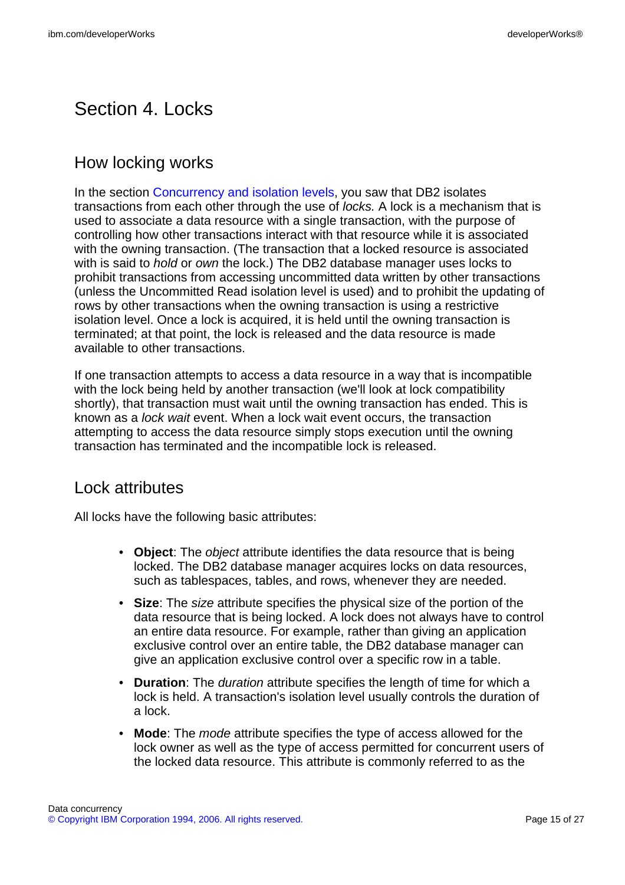# Section 4. Locks

## How locking works

In the section Concurrency and isolation levels, you saw that DB2 isolates transactions from each other through the use of *locks.* A lock is a mechanism that is used to associate a data resource with a single transaction, with the purpose of controlling how other transactions interact with that resource while it is associated with the owning transaction. (The transaction that a locked resource is associated with is said to *hold* or *own* the lock.) The DB2 database manager uses locks to prohibit transactions from accessing uncommitted data written by other transactions (unless the Uncommitted Read isolation level is used) and to prohibit the updating of rows by other transactions when the owning transaction is using a restrictive isolation level. Once a lock is acquired, it is held until the owning transaction is terminated; at that point, the lock is released and the data resource is made available to other transactions.

If one transaction attempts to access a data resource in a way that is incompatible with the lock being held by another transaction (we'll look at lock compatibility shortly), that transaction must wait until the owning transaction has ended. This is known as a *lock wait* event. When a lock wait event occurs, the transaction attempting to access the data resource simply stops execution until the owning transaction has terminated and the incompatible lock is released.

## Lock attributes

All locks have the following basic attributes:

- **Object**: The *object* attribute identifies the data resource that is being locked. The DB2 database manager acquires locks on data resources, such as tablespaces, tables, and rows, whenever they are needed.
- **Size**: The *size* attribute specifies the physical size of the portion of the data resource that is being locked. A lock does not always have to control an entire data resource. For example, rather than giving an application exclusive control over an entire table, the DB2 database manager can give an application exclusive control over a specific row in a table.
- **Duration**: The *duration* attribute specifies the length of time for which a lock is held. A transaction's isolation level usually controls the duration of a lock.
- **Mode**: The *mode* attribute specifies the type of access allowed for the lock owner as well as the type of access permitted for concurrent users of the locked data resource. This attribute is commonly referred to as the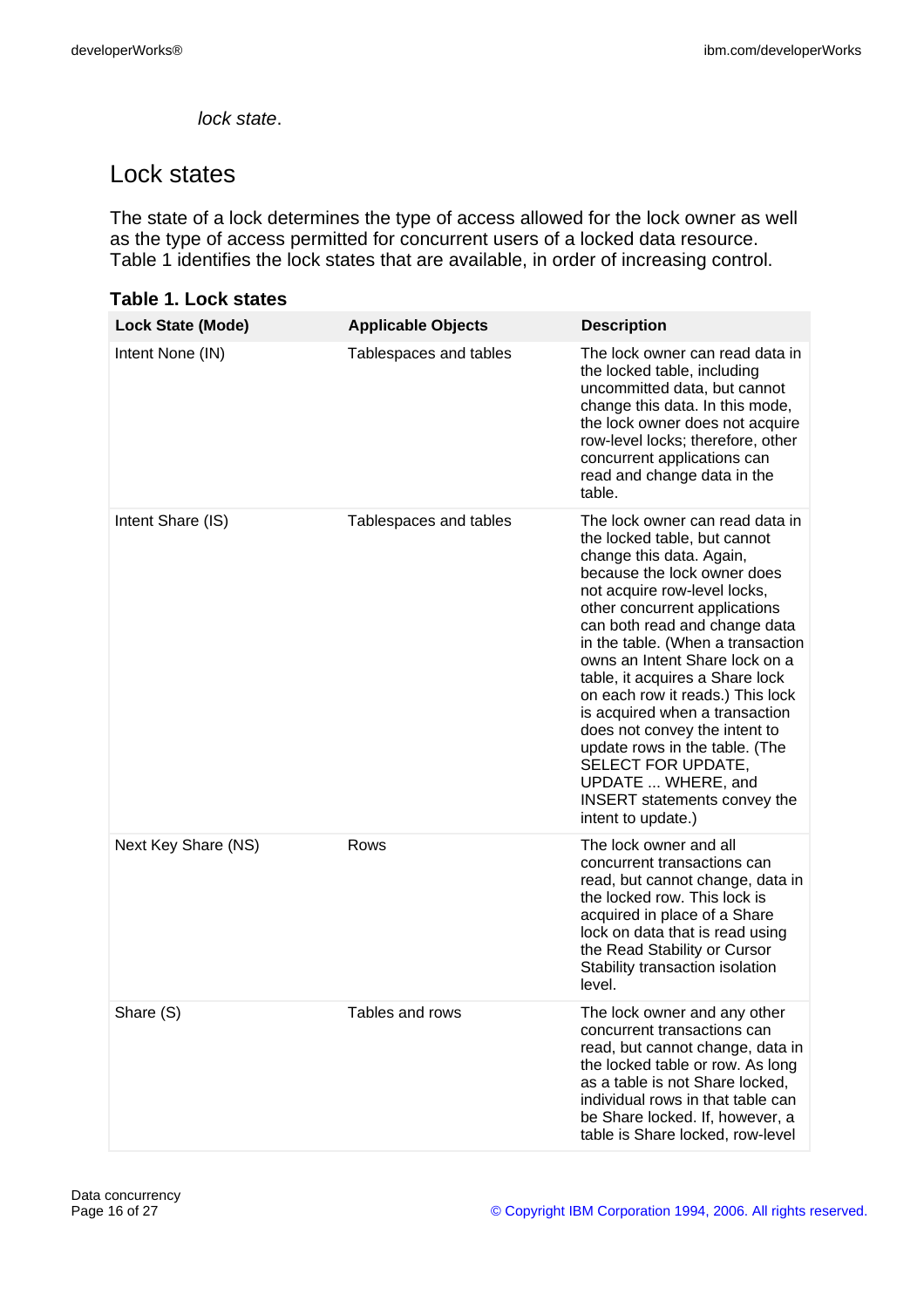*lock state*.

## Lock states

The state of a lock determines the type of access allowed for the lock owner as well as the type of access permitted for concurrent users of a locked data resource. Table 1 identifies the lock states that are available, in order of increasing control.

**Table 1. Lock states**

| Lock State (Mode) | Applicable Objects | Description |
| --- | --- | --- |
| Intent None (IN) | Tablespaces and tables | The lock owner can read data in the locked table, including uncommitted data, but cannot change this data. In this mode, the lock owner does not acquire row-level locks; therefore, other concurrent applications can read and change data in the table. |
| Intent Share (IS) | Tablespaces and tables | The lock owner can read data in the locked table, but cannot change this data. Again, because the lock owner does not acquire row-level locks, other concurrent applications can both read and change data in the table. (When a transaction owns an Intent Share lock on a table, it acquires a Share lock on each row it reads.) This lock is acquired when a transaction does not convey the intent to update rows in the table. (The SELECT FOR UPDATE, UPDATE ... WHERE, and INSERT statements convey the intent to update.) |
| Next Key Share (NS) | Rows | The lock owner and all concurrent transactions can read, but cannot change, data in the locked row. This lock is acquired in place of a Share lock on data that is read using the Read Stability or Cursor Stability transaction isolation level. |
| Share (S) | Tables and rows | The lock owner and any other concurrent transactions can read, but cannot change, data in the locked table or row. As long as a table is not Share locked, individual rows in that table can be Share locked. If, however, a table is Share locked, row-level |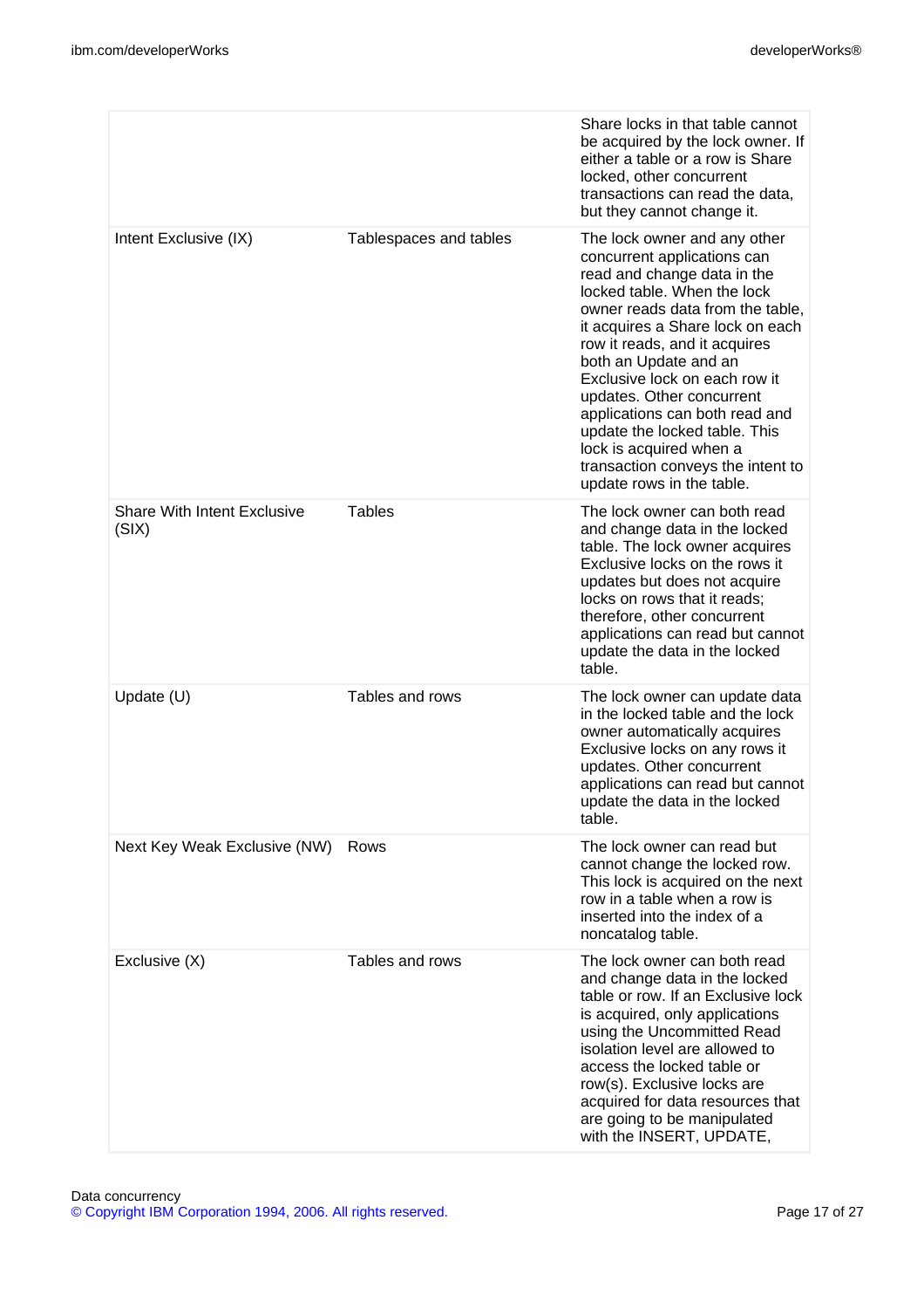| | | |
|---|---|---|
| | | Share locks in that table cannot be acquired by the lock owner. If either a table or a row is Share locked, other concurrent transactions can read the data, but they cannot change it. |
| Intent Exclusive (IX) | Tablespaces and tables | The lock owner and any other concurrent applications can read and change data in the locked table. When the lock owner reads data from the table, it acquires a Share lock on each row it reads, and it acquires both an Update and an Exclusive lock on each row it updates. Other concurrent applications can both read and update the locked table. This lock is acquired when a transaction conveys the intent to update rows in the table. |
| Share With Intent Exclusive (SIX) | Tables | The lock owner can both read and change data in the locked table. The lock owner acquires Exclusive locks on the rows it updates but does not acquire locks on rows that it reads; therefore, other concurrent applications can read but cannot update the data in the locked table. |
| Update (U) | Tables and rows | The lock owner can update data in the locked table and the lock owner automatically acquires Exclusive locks on any rows it updates. Other concurrent applications can read but cannot update the data in the locked table. |
| Next Key Weak Exclusive (NW) | Rows | The lock owner can read but cannot change the locked row. This lock is acquired on the next row in a table when a row is inserted into the index of a noncatalog table. |
| Exclusive (X) | Tables and rows | The lock owner can both read and change data in the locked table or row. If an Exclusive lock is acquired, only applications using the Uncommitted Read isolation level are allowed to access the locked table or row(s). Exclusive locks are acquired for data resources that are going to be manipulated with the INSERT, UPDATE, |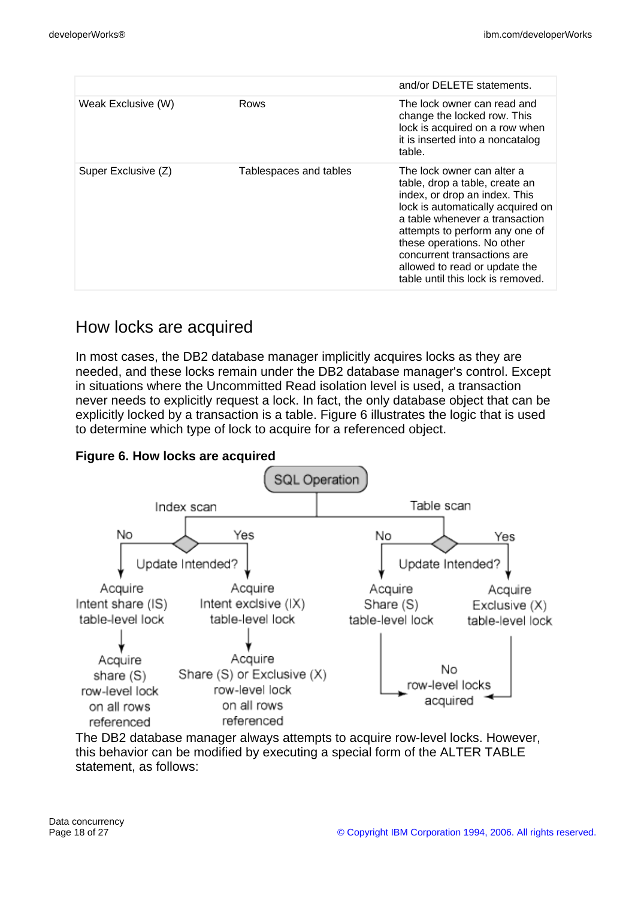| | | and/or DELETE statements. |
|---|---|---|
| Weak Exclusive (W) | Rows | The lock owner can read and change the locked row. This lock is acquired on a row when it is inserted into a noncatalog table. |
| Super Exclusive (Z) | Tablespaces and tables | The lock owner can alter a table, drop a table, create an index, or drop an index. This lock is automatically acquired on a table whenever a transaction attempts to perform any one of these operations. No other concurrent transactions are allowed to read or update the table until this lock is removed. |

## How locks are acquired

In most cases, the DB2 database manager implicitly acquires locks as they are needed, and these locks remain under the DB2 database manager's control. Except in situations where the Uncommitted Read isolation level is used, a transaction never needs to explicitly request a lock. In fact, the only database object that can be explicitly locked by a transaction is a table. Figure 6 illustrates the logic that is used to determine which type of lock to acquire for a referenced object.

**Figure 6. How locks are acquired**

The DB2 database manager always attempts to acquire row-level locks. However, this behavior can be modified by executing a special form of the ALTER TABLE statement, as follows: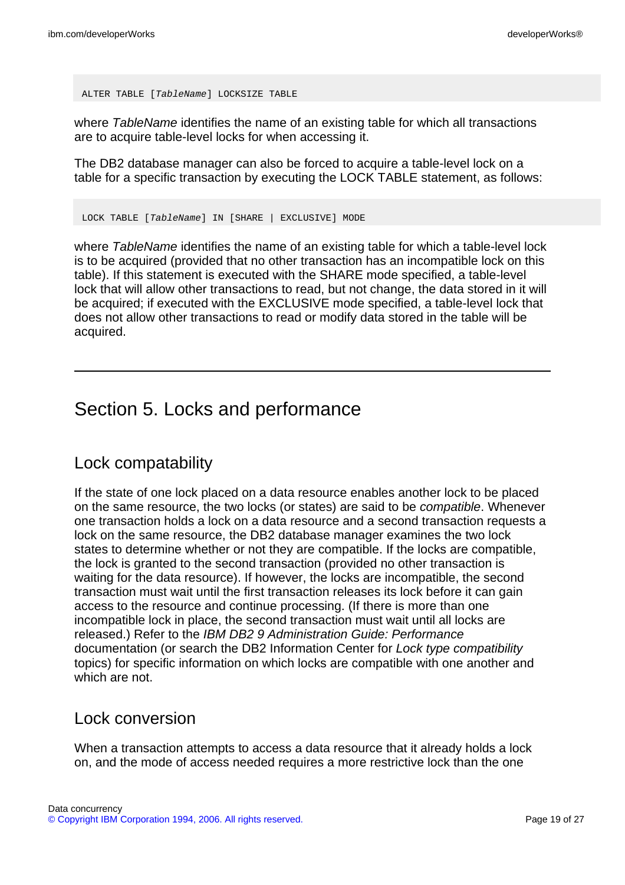```
ALTER TABLE [TableName] LOCKSIZE TABLE
```

where *TableName* identifies the name of an existing table for which all transactions are to acquire table-level locks for when accessing it.

The DB2 database manager can also be forced to acquire a table-level lock on a table for a specific transaction by executing the LOCK TABLE statement, as follows:

```
LOCK TABLE [TableName] IN [SHARE | EXCLUSIVE] MODE
```

where *TableName* identifies the name of an existing table for which a table-level lock is to be acquired (provided that no other transaction has an incompatible lock on this table). If this statement is executed with the SHARE mode specified, a table-level lock that will allow other transactions to read, but not change, the data stored in it will be acquired; if executed with the EXCLUSIVE mode specified, a table-level lock that does not allow other transactions to read or modify data stored in the table will be acquired.

---

# Section 5. Locks and performance

## Lock compatability

If the state of one lock placed on a data resource enables another lock to be placed on the same resource, the two locks (or states) are said to be *compatible*. Whenever one transaction holds a lock on a data resource and a second transaction requests a lock on the same resource, the DB2 database manager examines the two lock states to determine whether or not they are compatible. If the locks are compatible, the lock is granted to the second transaction (provided no other transaction is waiting for the data resource). If however, the locks are incompatible, the second transaction must wait until the first transaction releases its lock before it can gain access to the resource and continue processing. (If there is more than one incompatible lock in place, the second transaction must wait until all locks are released.) Refer to the *IBM DB2 9 Administration Guide: Performance* documentation (or search the DB2 Information Center for *Lock type compatibility* topics) for specific information on which locks are compatible with one another and which are not.

## Lock conversion

When a transaction attempts to access a data resource that it already holds a lock on, and the mode of access needed requires a more restrictive lock than the one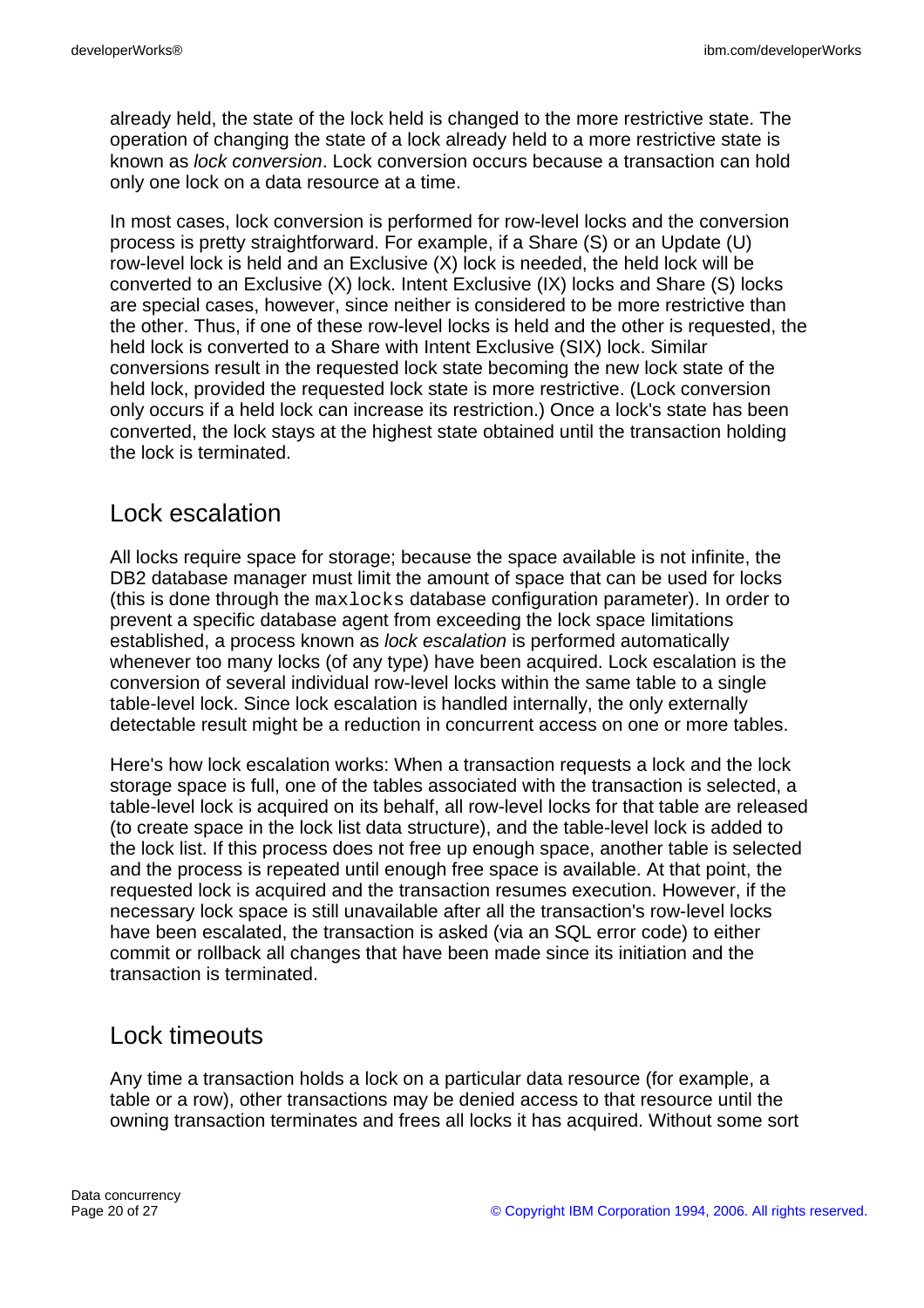already held, the state of the lock held is changed to the more restrictive state. The operation of changing the state of a lock already held to a more restrictive state is known as *lock conversion*. Lock conversion occurs because a transaction can hold only one lock on a data resource at a time.

In most cases, lock conversion is performed for row-level locks and the conversion process is pretty straightforward. For example, if a Share (S) or an Update (U) row-level lock is held and an Exclusive (X) lock is needed, the held lock will be converted to an Exclusive (X) lock. Intent Exclusive (IX) locks and Share (S) locks are special cases, however, since neither is considered to be more restrictive than the other. Thus, if one of these row-level locks is held and the other is requested, the held lock is converted to a Share with Intent Exclusive (SIX) lock. Similar conversions result in the requested lock state becoming the new lock state of the held lock, provided the requested lock state is more restrictive. (Lock conversion only occurs if a held lock can increase its restriction.) Once a lock's state has been converted, the lock stays at the highest state obtained until the transaction holding the lock is terminated.

## Lock escalation

All locks require space for storage; because the space available is not infinite, the DB2 database manager must limit the amount of space that can be used for locks (this is done through the `maxlocks` database configuration parameter). In order to prevent a specific database agent from exceeding the lock space limitations established, a process known as *lock escalation* is performed automatically whenever too many locks (of any type) have been acquired. Lock escalation is the conversion of several individual row-level locks within the same table to a single table-level lock. Since lock escalation is handled internally, the only externally detectable result might be a reduction in concurrent access on one or more tables.

Here's how lock escalation works: When a transaction requests a lock and the lock storage space is full, one of the tables associated with the transaction is selected, a table-level lock is acquired on its behalf, all row-level locks for that table are released (to create space in the lock list data structure), and the table-level lock is added to the lock list. If this process does not free up enough space, another table is selected and the process is repeated until enough free space is available. At that point, the requested lock is acquired and the transaction resumes execution. However, if the necessary lock space is still unavailable after all the transaction's row-level locks have been escalated, the transaction is asked (via an SQL error code) to either commit or rollback all changes that have been made since its initiation and the transaction is terminated.

## Lock timeouts

Any time a transaction holds a lock on a particular data resource (for example, a table or a row), other transactions may be denied access to that resource until the owning transaction terminates and frees all locks it has acquired. Without some sort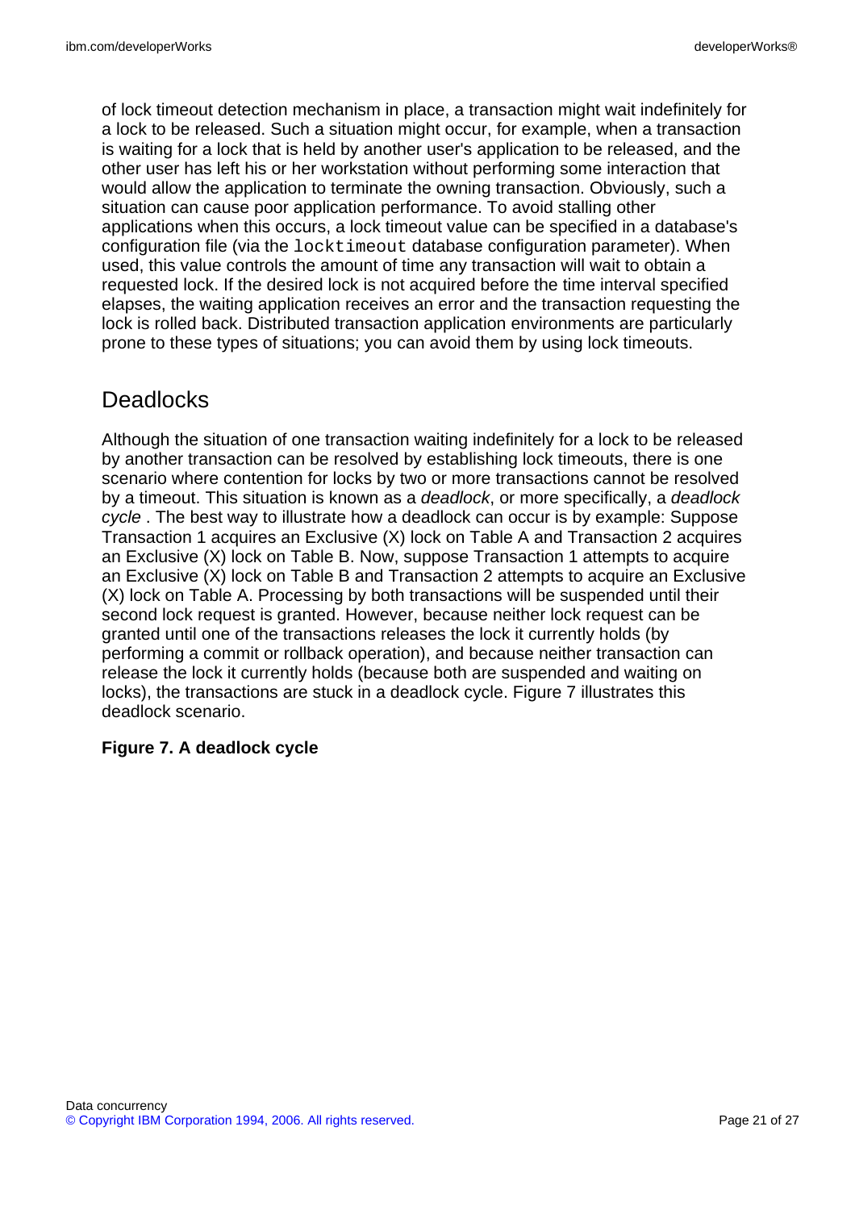of lock timeout detection mechanism in place, a transaction might wait indefinitely for a lock to be released. Such a situation might occur, for example, when a transaction is waiting for a lock that is held by another user's application to be released, and the other user has left his or her workstation without performing some interaction that would allow the application to terminate the owning transaction. Obviously, such a situation can cause poor application performance. To avoid stalling other applications when this occurs, a lock timeout value can be specified in a database's configuration file (via the `locktimeout` database configuration parameter). When used, this value controls the amount of time any transaction will wait to obtain a requested lock. If the desired lock is not acquired before the time interval specified elapses, the waiting application receives an error and the transaction requesting the lock is rolled back. Distributed transaction application environments are particularly prone to these types of situations; you can avoid them by using lock timeouts.

## Deadlocks

Although the situation of one transaction waiting indefinitely for a lock to be released by another transaction can be resolved by establishing lock timeouts, there is one scenario where contention for locks by two or more transactions cannot be resolved by a timeout. This situation is known as a *deadlock*, or more specifically, a *deadlock cycle* . The best way to illustrate how a deadlock can occur is by example: Suppose Transaction 1 acquires an Exclusive (X) lock on Table A and Transaction 2 acquires an Exclusive (X) lock on Table B. Now, suppose Transaction 1 attempts to acquire an Exclusive (X) lock on Table B and Transaction 2 attempts to acquire an Exclusive (X) lock on Table A. Processing by both transactions will be suspended until their second lock request is granted. However, because neither lock request can be granted until one of the transactions releases the lock it currently holds (by performing a commit or rollback operation), and because neither transaction can release the lock it currently holds (because both are suspended and waiting on locks), the transactions are stuck in a deadlock cycle. Figure 7 illustrates this deadlock scenario.

**Figure 7. A deadlock cycle**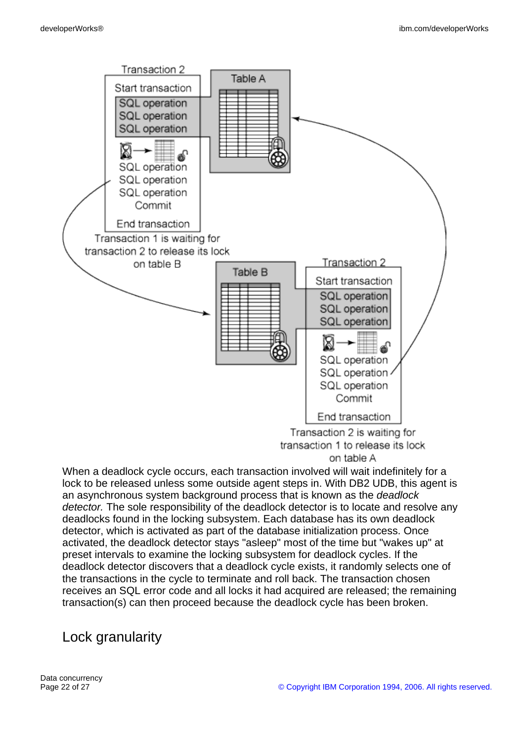When a deadlock cycle occurs, each transaction involved will wait indefinitely for a lock to be released unless some outside agent steps in. With DB2 UDB, this agent is an asynchronous system background process that is known as the *deadlock detector.* The sole responsibility of the deadlock detector is to locate and resolve any deadlocks found in the locking subsystem. Each database has its own deadlock detector, which is activated as part of the database initialization process. Once activated, the deadlock detector stays "asleep" most of the time but "wakes up" at preset intervals to examine the locking subsystem for deadlock cycles. If the deadlock detector discovers that a deadlock cycle exists, it randomly selects one of the transactions in the cycle to terminate and roll back. The transaction chosen receives an SQL error code and all locks it had acquired are released; the remaining transaction(s) can then proceed because the deadlock cycle has been broken.

## Lock granularity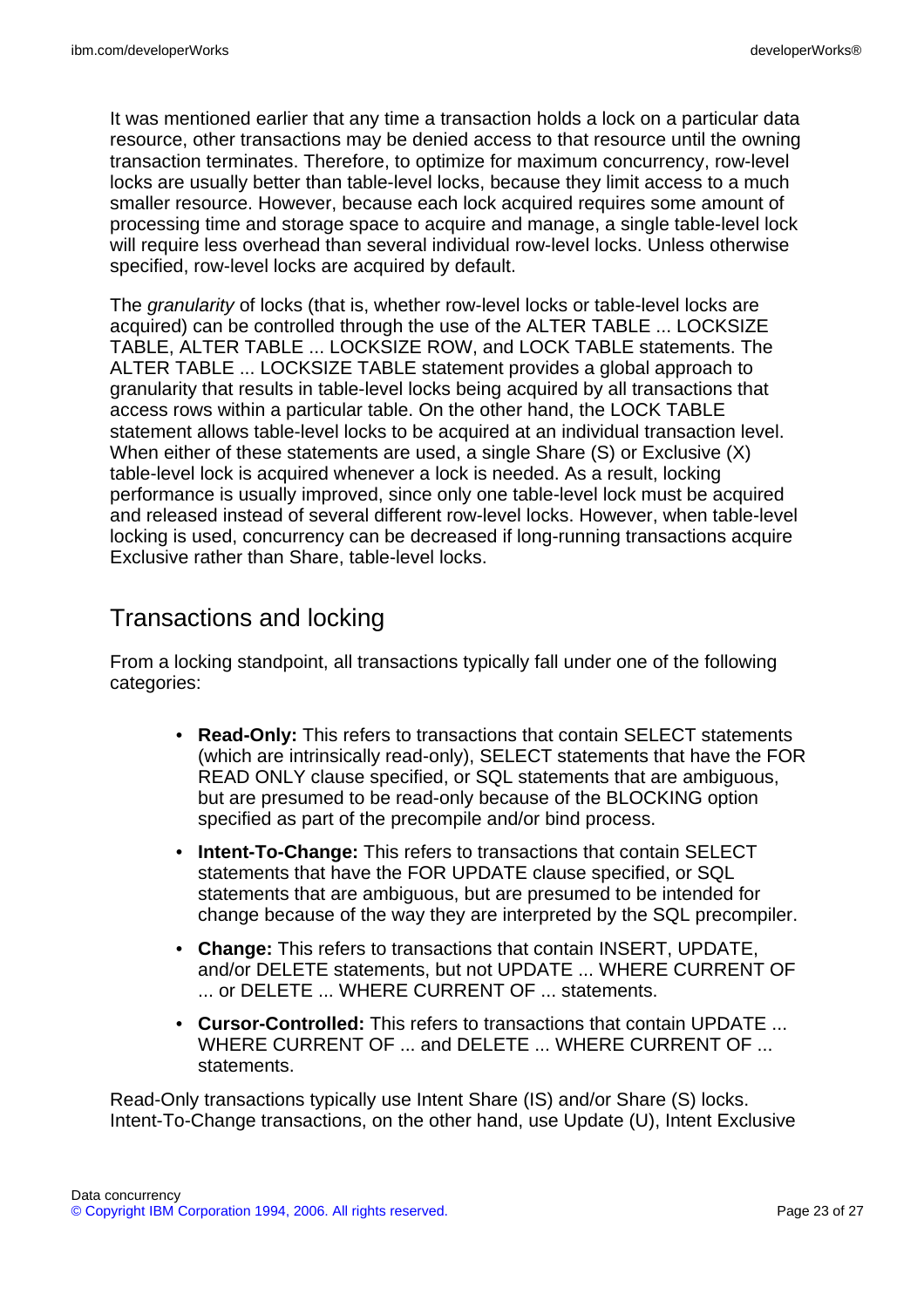It was mentioned earlier that any time a transaction holds a lock on a particular data resource, other transactions may be denied access to that resource until the owning transaction terminates. Therefore, to optimize for maximum concurrency, row-level locks are usually better than table-level locks, because they limit access to a much smaller resource. However, because each lock acquired requires some amount of processing time and storage space to acquire and manage, a single table-level lock will require less overhead than several individual row-level locks. Unless otherwise specified, row-level locks are acquired by default.

The *granularity* of locks (that is, whether row-level locks or table-level locks are acquired) can be controlled through the use of the ALTER TABLE ... LOCKSIZE TABLE, ALTER TABLE ... LOCKSIZE ROW, and LOCK TABLE statements. The ALTER TABLE ... LOCKSIZE TABLE statement provides a global approach to granularity that results in table-level locks being acquired by all transactions that access rows within a particular table. On the other hand, the LOCK TABLE statement allows table-level locks to be acquired at an individual transaction level. When either of these statements are used, a single Share (S) or Exclusive (X) table-level lock is acquired whenever a lock is needed. As a result, locking performance is usually improved, since only one table-level lock must be acquired and released instead of several different row-level locks. However, when table-level locking is used, concurrency can be decreased if long-running transactions acquire Exclusive rather than Share, table-level locks.

## Transactions and locking

From a locking standpoint, all transactions typically fall under one of the following categories:

- **Read-Only:** This refers to transactions that contain SELECT statements (which are intrinsically read-only), SELECT statements that have the FOR READ ONLY clause specified, or SQL statements that are ambiguous, but are presumed to be read-only because of the BLOCKING option specified as part of the precompile and/or bind process.
- **Intent-To-Change:** This refers to transactions that contain SELECT statements that have the FOR UPDATE clause specified, or SQL statements that are ambiguous, but are presumed to be intended for change because of the way they are interpreted by the SQL precompiler.
- **Change:** This refers to transactions that contain INSERT, UPDATE, and/or DELETE statements, but not UPDATE ... WHERE CURRENT OF ... or DELETE ... WHERE CURRENT OF ... statements.
- **Cursor-Controlled:** This refers to transactions that contain UPDATE ... WHERE CURRENT OF ... and DELETE ... WHERE CURRENT OF ... statements.

Read-Only transactions typically use Intent Share (IS) and/or Share (S) locks. Intent-To-Change transactions, on the other hand, use Update (U), Intent Exclusive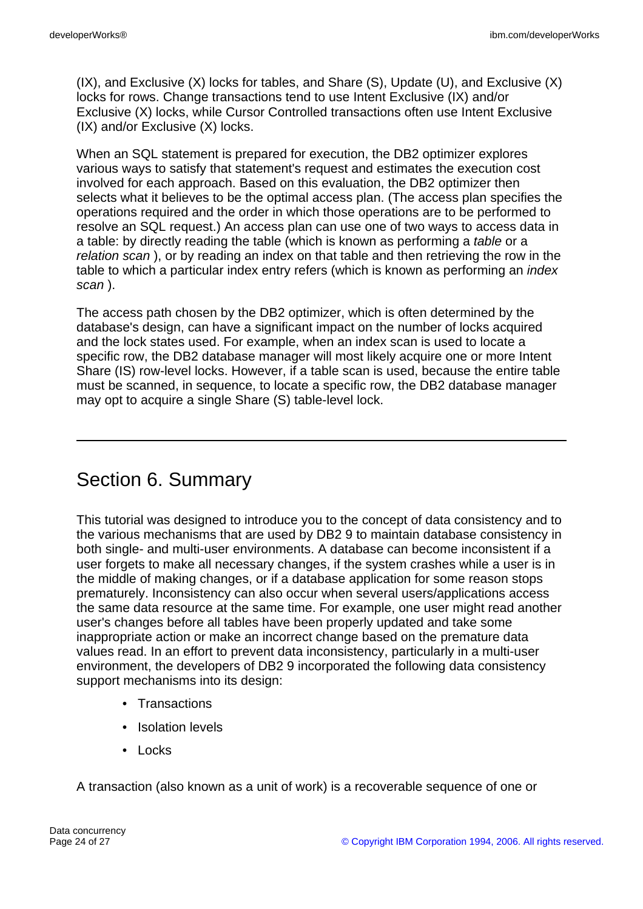(IX), and Exclusive (X) locks for tables, and Share (S), Update (U), and Exclusive (X) locks for rows. Change transactions tend to use Intent Exclusive (IX) and/or Exclusive (X) locks, while Cursor Controlled transactions often use Intent Exclusive (IX) and/or Exclusive (X) locks.

When an SQL statement is prepared for execution, the DB2 optimizer explores various ways to satisfy that statement's request and estimates the execution cost involved for each approach. Based on this evaluation, the DB2 optimizer then selects what it believes to be the optimal access plan. (The access plan specifies the operations required and the order in which those operations are to be performed to resolve an SQL request.) An access plan can use one of two ways to access data in a table: by directly reading the table (which is known as performing a *table* or a *relation scan* ), or by reading an index on that table and then retrieving the row in the table to which a particular index entry refers (which is known as performing an *index scan* ).

The access path chosen by the DB2 optimizer, which is often determined by the database's design, can have a significant impact on the number of locks acquired and the lock states used. For example, when an index scan is used to locate a specific row, the DB2 database manager will most likely acquire one or more Intent Share (IS) row-level locks. However, if a table scan is used, because the entire table must be scanned, in sequence, to locate a specific row, the DB2 database manager may opt to acquire a single Share (S) table-level lock.

---

# Section 6. Summary

This tutorial was designed to introduce you to the concept of data consistency and to the various mechanisms that are used by DB2 9 to maintain database consistency in both single- and multi-user environments. A database can become inconsistent if a user forgets to make all necessary changes, if the system crashes while a user is in the middle of making changes, or if a database application for some reason stops prematurely. Inconsistency can also occur when several users/applications access the same data resource at the same time. For example, one user might read another user's changes before all tables have been properly updated and take some inappropriate action or make an incorrect change based on the premature data values read. In an effort to prevent data inconsistency, particularly in a multi-user environment, the developers of DB2 9 incorporated the following data consistency support mechanisms into its design:

- Transactions
- Isolation levels
- Locks

A transaction (also known as a unit of work) is a recoverable sequence of one or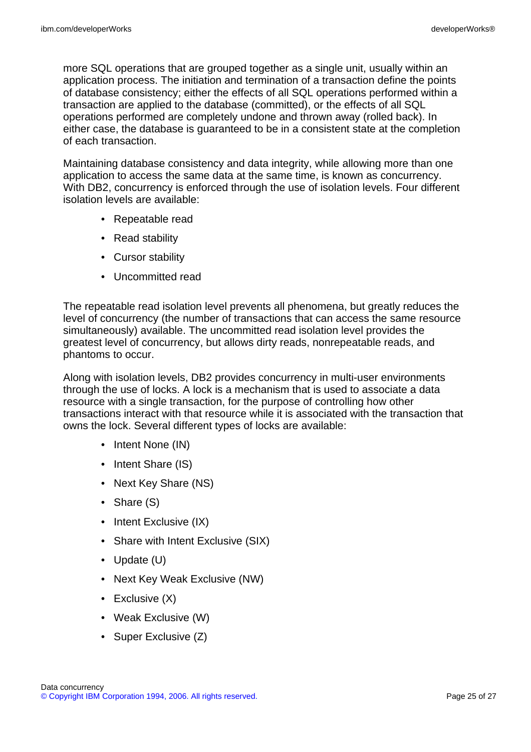more SQL operations that are grouped together as a single unit, usually within an application process. The initiation and termination of a transaction define the points of database consistency; either the effects of all SQL operations performed within a transaction are applied to the database (committed), or the effects of all SQL operations performed are completely undone and thrown away (rolled back). In either case, the database is guaranteed to be in a consistent state at the completion of each transaction.

Maintaining database consistency and data integrity, while allowing more than one application to access the same data at the same time, is known as concurrency. With DB2, concurrency is enforced through the use of isolation levels. Four different isolation levels are available:

- Repeatable read
- Read stability
- Cursor stability
- Uncommitted read

The repeatable read isolation level prevents all phenomena, but greatly reduces the level of concurrency (the number of transactions that can access the same resource simultaneously) available. The uncommitted read isolation level provides the greatest level of concurrency, but allows dirty reads, nonrepeatable reads, and phantoms to occur.

Along with isolation levels, DB2 provides concurrency in multi-user environments through the use of locks. A lock is a mechanism that is used to associate a data resource with a single transaction, for the purpose of controlling how other transactions interact with that resource while it is associated with the transaction that owns the lock. Several different types of locks are available:

- Intent None (IN)
- Intent Share (IS)
- Next Key Share (NS)
- Share (S)
- Intent Exclusive (IX)
- Share with Intent Exclusive (SIX)
- Update (U)
- Next Key Weak Exclusive (NW)
- Exclusive (X)
- Weak Exclusive (W)
- Super Exclusive (Z)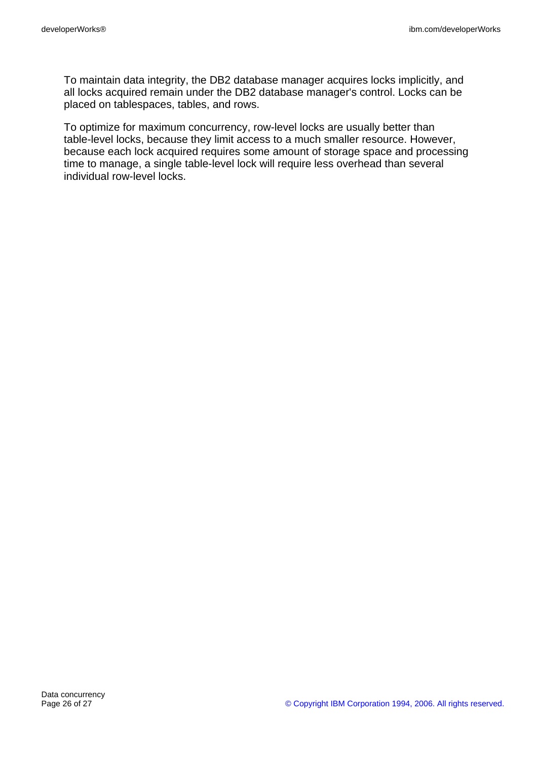To maintain data integrity, the DB2 database manager acquires locks implicitly, and all locks acquired remain under the DB2 database manager's control. Locks can be placed on tablespaces, tables, and rows.

To optimize for maximum concurrency, row-level locks are usually better than table-level locks, because they limit access to a much smaller resource. However, because each lock acquired requires some amount of storage space and processing time to manage, a single table-level lock will require less overhead than several individual row-level locks.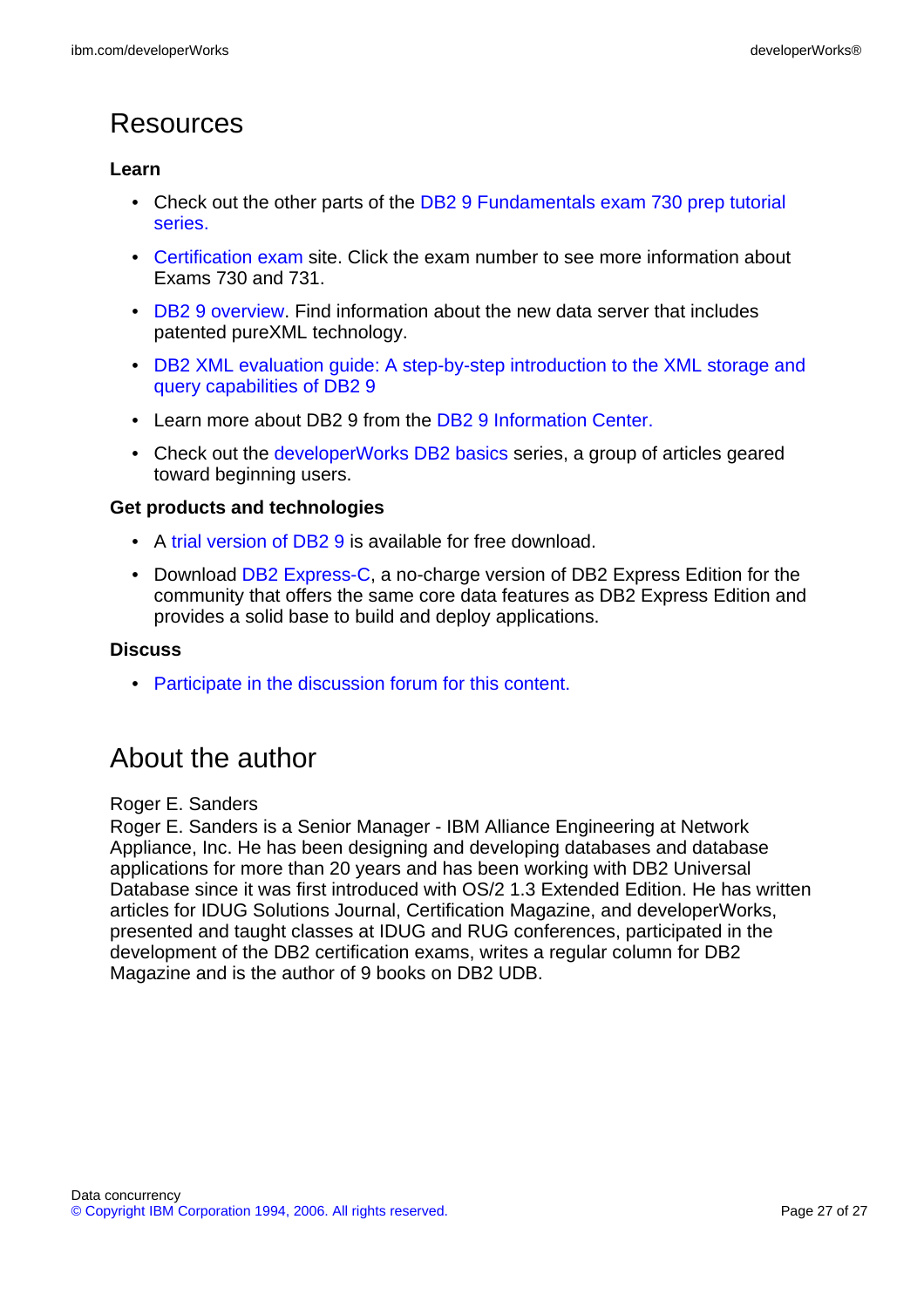## Resources

### Learn

- Check out the other parts of the DB2 9 Fundamentals exam 730 prep tutorial series.
- Certification exam site. Click the exam number to see more information about Exams 730 and 731.
- DB2 9 overview. Find information about the new data server that includes patented pureXML technology.
- DB2 XML evaluation guide: A step-by-step introduction to the XML storage and query capabilities of DB2 9
- Learn more about DB2 9 from the DB2 9 Information Center.
- Check out the developerWorks DB2 basics series, a group of articles geared toward beginning users.

### Get products and technologies

- A trial version of DB2 9 is available for free download.
- Download DB2 Express-C, a no-charge version of DB2 Express Edition for the community that offers the same core data features as DB2 Express Edition and provides a solid base to build and deploy applications.

### Discuss

- Participate in the discussion forum for this content.

## About the author

Roger E. Sanders
Roger E. Sanders is a Senior Manager - IBM Alliance Engineering at Network Appliance, Inc. He has been designing and developing databases and database applications for more than 20 years and has been working with DB2 Universal Database since it was first introduced with OS/2 1.3 Extended Edition. He has written articles for IDUG Solutions Journal, Certification Magazine, and developerWorks, presented and taught classes at IDUG and RUG conferences, participated in the development of the DB2 certification exams, writes a regular column for DB2 Magazine and is the author of 9 books on DB2 UDB.